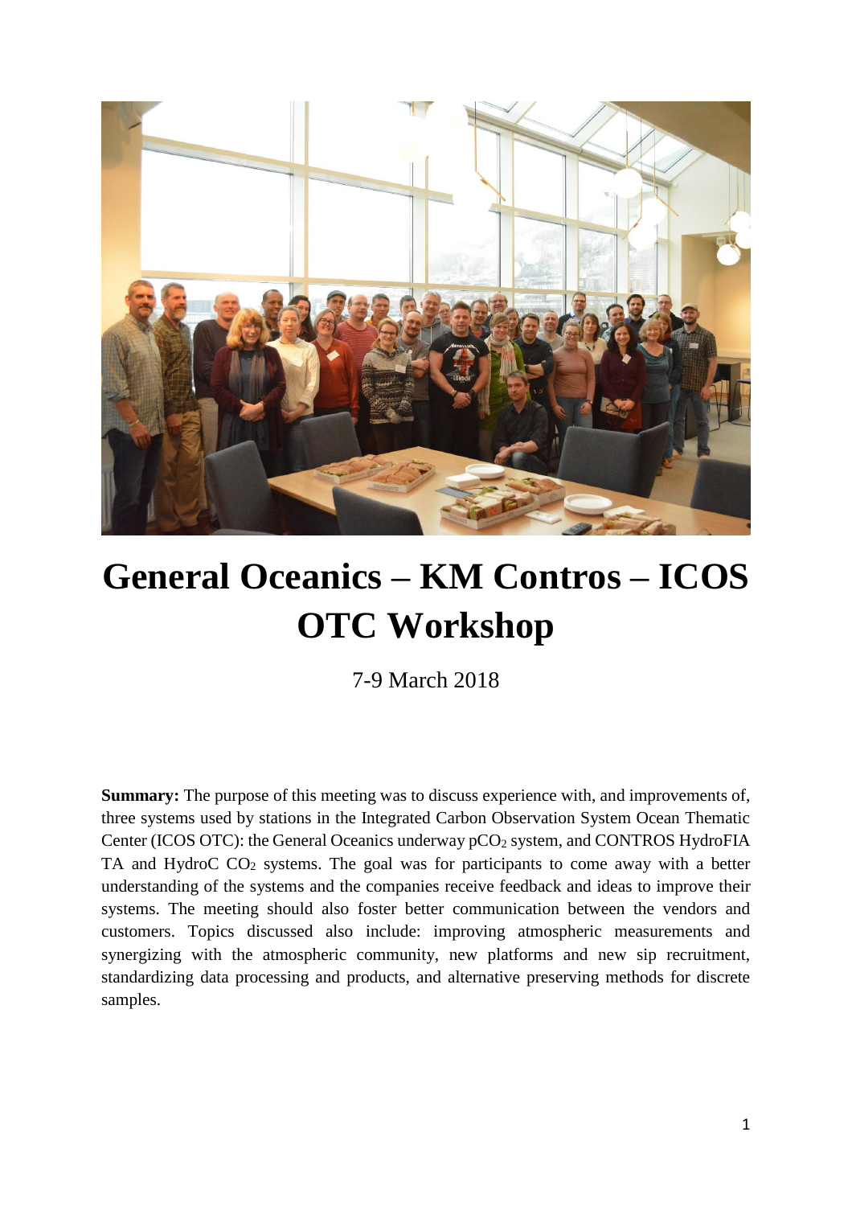# General Oceanics – KM Contros – ICOS OTC Workshop

7-9 March 2018

**Summary:** The purpose of this meeting was to discuss experience with, and improvements of, three systems used by stations in the Integrated Carbon Observation System Ocean Thematic Center (ICOS OTC): the General Oceanics underway $pCO_2$ system, and CONTROS HydroFIA TA and HydroC $CO_2$ systems. The goal was for participants to come away with a better understanding of the systems and the companies receive feedback and ideas to improve their systems. The meeting should also foster better communication between the vendors and customers. Topics discussed also include: improving atmospheric measurements and synergizing with the atmospheric community, new platforms and new sip recruitment, standardizing data processing and products, and alternative preserving methods for discrete samples.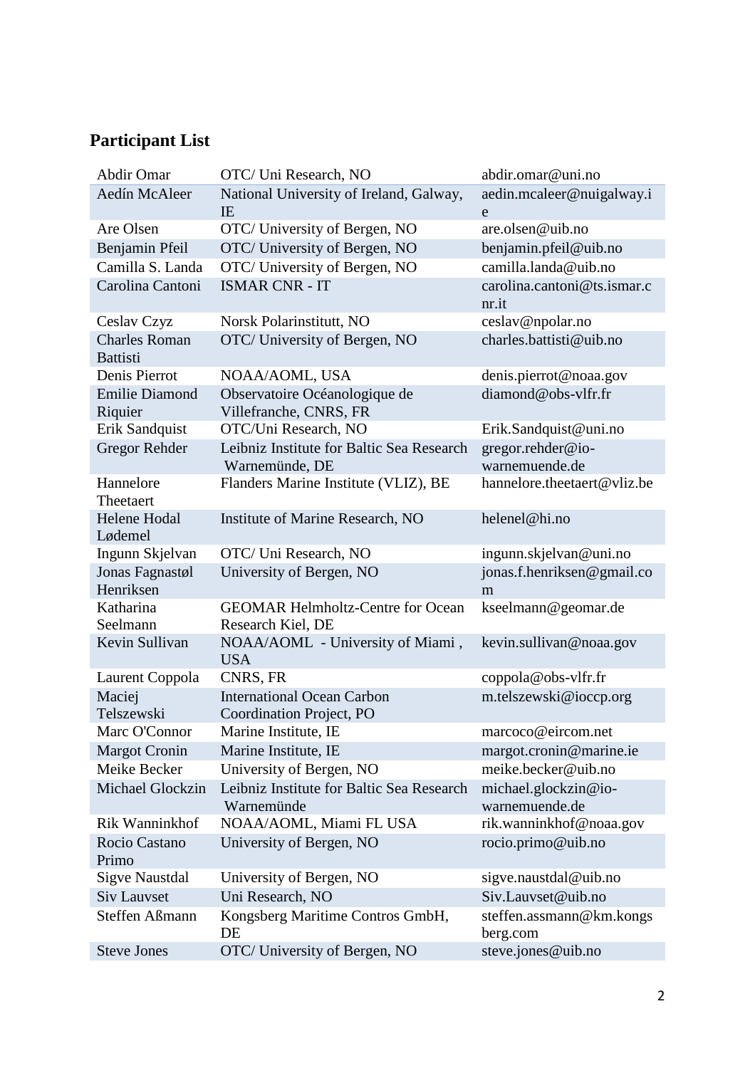## Participant List

| | | |
|---|---|---|
| Abdir Omar | OTC/ Uni Research, NO | abdir.omar@uni.no |
| Aedín McAleer | National University of Ireland, Galway, IE | aedin.mcaleer@nuigalway.ie |
| Are Olsen | OTC/ University of Bergen, NO | are.olsen@uib.no |
| Benjamin Pfeil | OTC/ University of Bergen, NO | benjamin.pfeil@uib.no |
| Camilla S. Landa | OTC/ University of Bergen, NO | camilla.landa@uib.no |
| Carolina Cantoni | ISMAR CNR - IT | carolina.cantoni@ts.ismar.cnr.it |
| Ceslav Czyz | Norsk Polarinstitutt, NO | ceslav@npolar.no |
| Charles Roman Battisti | OTC/ University of Bergen, NO | charles.battisti@uib.no |
| Denis Pierrot | NOAA/AOML, USA | denis.pierrot@noaa.gov |
| Emilie Diamond Riquier | Observatoire Océanologique de Villefranche, CNRS, FR | diamond@obs-vlfr.fr |
| Erik Sandquist | OTC/Uni Research, NO | Erik.Sandquist@uni.no |
| Gregor Rehder | Leibniz Institute for Baltic Sea Research Warnemünde, DE | gregor.rehder@io-warnemuende.de |
| Hannelore Theetaert | Flanders Marine Institute (VLIZ), BE | hannelore.theetaert@vliz.be |
| Helene Hodal Lødemel | Institute of Marine Research, NO | helenel@hi.no |
| Ingunn Skjelvan | OTC/ Uni Research, NO | ingunn.skjelvan@uni.no |
| Jonas Fagnastøl Henriksen | University of Bergen, NO | jonas.f.henriksen@gmail.com |
| Katharina Seelmann | GEOMAR Helmholtz-Centre for Ocean Research Kiel, DE | kseelmann@geomar.de |
| Kevin Sullivan | NOAA/AOML - University of Miami , USA | kevin.sullivan@noaa.gov |
| Laurent Coppola | CNRS, FR | coppola@obs-vlfr.fr |
| Maciej Telszewski | International Ocean Carbon Coordination Project, PO | m.telszewski@ioccp.org |
| Marc O'Connor | Marine Institute, IE | marcoco@eircom.net |
| Margot Cronin | Marine Institute, IE | margot.cronin@marine.ie |
| Meike Becker | University of Bergen, NO | meike.becker@uib.no |
| Michael Glockzin | Leibniz Institute for Baltic Sea Research Warnemünde | michael.glockzin@io-warnemuende.de |
| Rik Wanninkhof | NOAA/AOML, Miami FL USA | rik.wanninkhof@noaa.gov |
| Rocio Castano Primo | University of Bergen, NO | rocio.primo@uib.no |
| Sigve Naustdal | University of Bergen, NO | sigve.naustdal@uib.no |
| Siv Lauvset | Uni Research, NO | Siv.Lauvset@uib.no |
| Steffen Aßmann | Kongsberg Maritime Contros GmbH, DE | steffen.assmann@km.kongsberg.com |
| Steve Jones | OTC/ University of Bergen, NO | steve.jones@uib.no |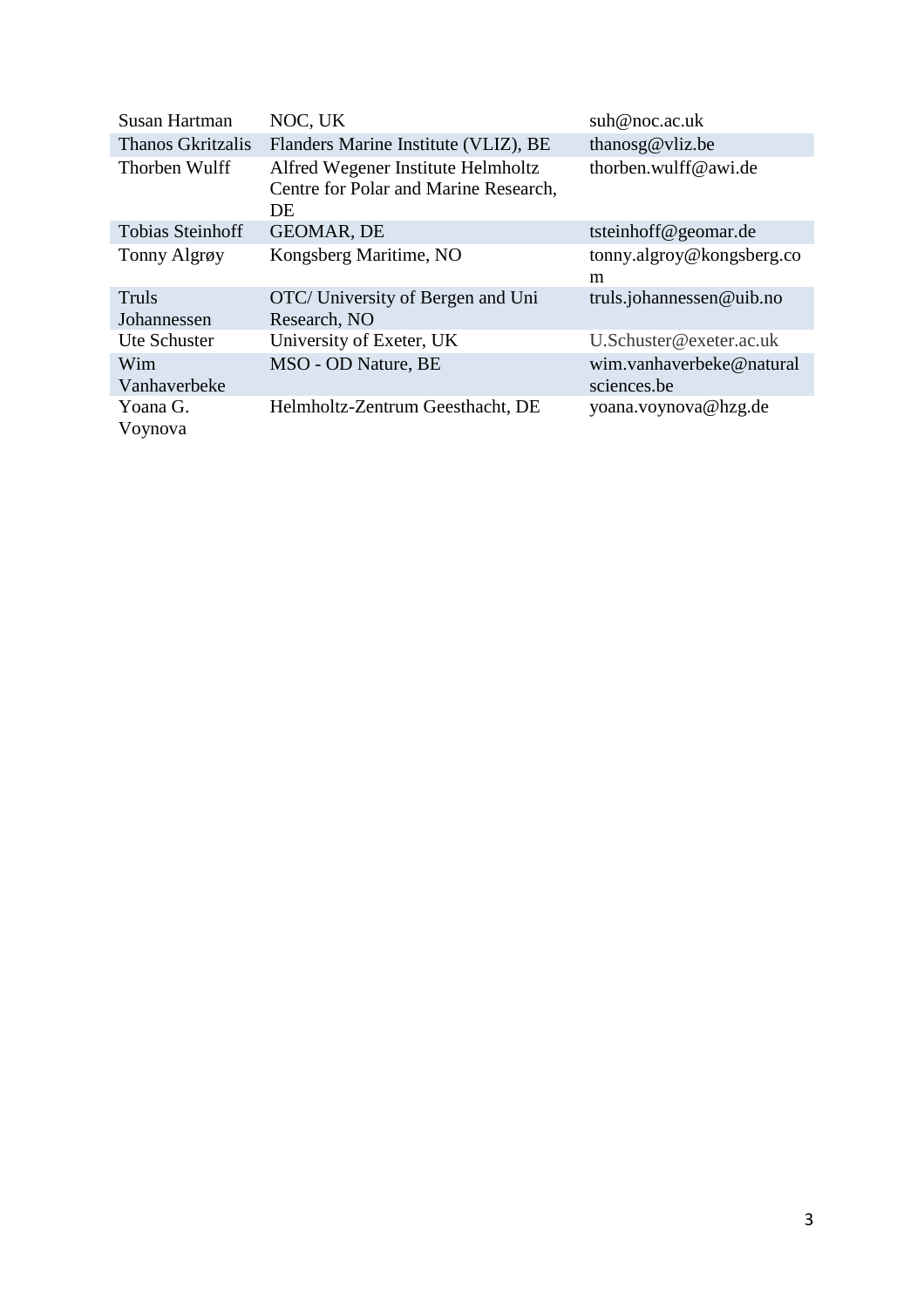| | | |
|---|---|---|
| Susan Hartman | NOC, UK | suh@noc.ac.uk |
| Thanos Gkritzalis | Flanders Marine Institute (VLIZ), BE | thanosg@vliz.be |
| Thorben Wulff | Alfred Wegener Institute Helmholtz Centre for Polar and Marine Research, DE | thorben.wulff@awi.de |
| Tobias Steinhoff | GEOMAR, DE | tsteinhoff@geomar.de |
| Tonny Algrøy | Kongsberg Maritime, NO | tonny.algroy@kongsberg.com |
| Truls Johannessen | OTC/ University of Bergen and Uni Research, NO | truls.johannessen@uib.no |
| Ute Schuster | University of Exeter, UK | U.Schuster@exeter.ac.uk |
| Wim Vanhaverbeke | MSO - OD Nature, BE | wim.vanhaverbeke@naturalsciences.be |
| Yoana G. Voynova | Helmholtz-Zentrum Geesthacht, DE | yoana.voynova@hzg.de |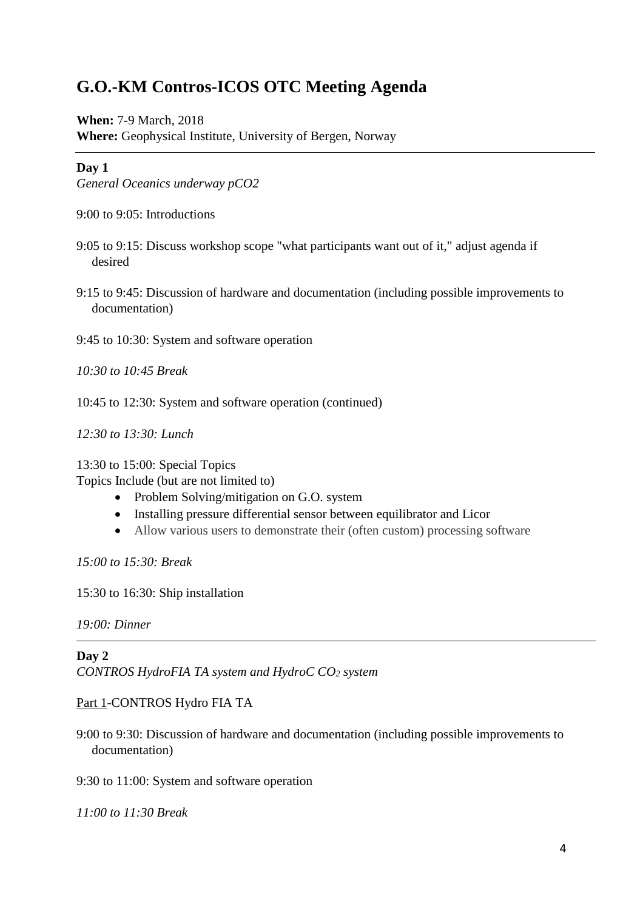# G.O.-KM Contros-ICOS OTC Meeting Agenda

**When:** 7-9 March, 2018
**Where:** Geophysical Institute, University of Bergen, Norway

---

**Day 1**
*General Oceanics underway pCO2*

9:00 to 9:05: Introductions

9:05 to 9:15: Discuss workshop scope "what participants want out of it," adjust agenda if desired

9:15 to 9:45: Discussion of hardware and documentation (including possible improvements to documentation)

9:45 to 10:30: System and software operation

*10:30 to 10:45 Break*

10:45 to 12:30: System and software operation (continued)

*12:30 to 13:30: Lunch*

13:30 to 15:00: Special Topics
Topics Include (but are not limited to)

- Problem Solving/mitigation on G.O. system
- Installing pressure differential sensor between equilibrator and Licor
- Allow various users to demonstrate their (often custom) processing software

*15:00 to 15:30: Break*

15:30 to 16:30: Ship installation

*19:00: Dinner*

---

**Day 2**
*CONTROS HydroFIA TA system and HydroC $CO_2$ system*

Part 1-CONTROS Hydro FIA TA

9:00 to 9:30: Discussion of hardware and documentation (including possible improvements to documentation)

9:30 to 11:00: System and software operation

*11:00 to 11:30 Break*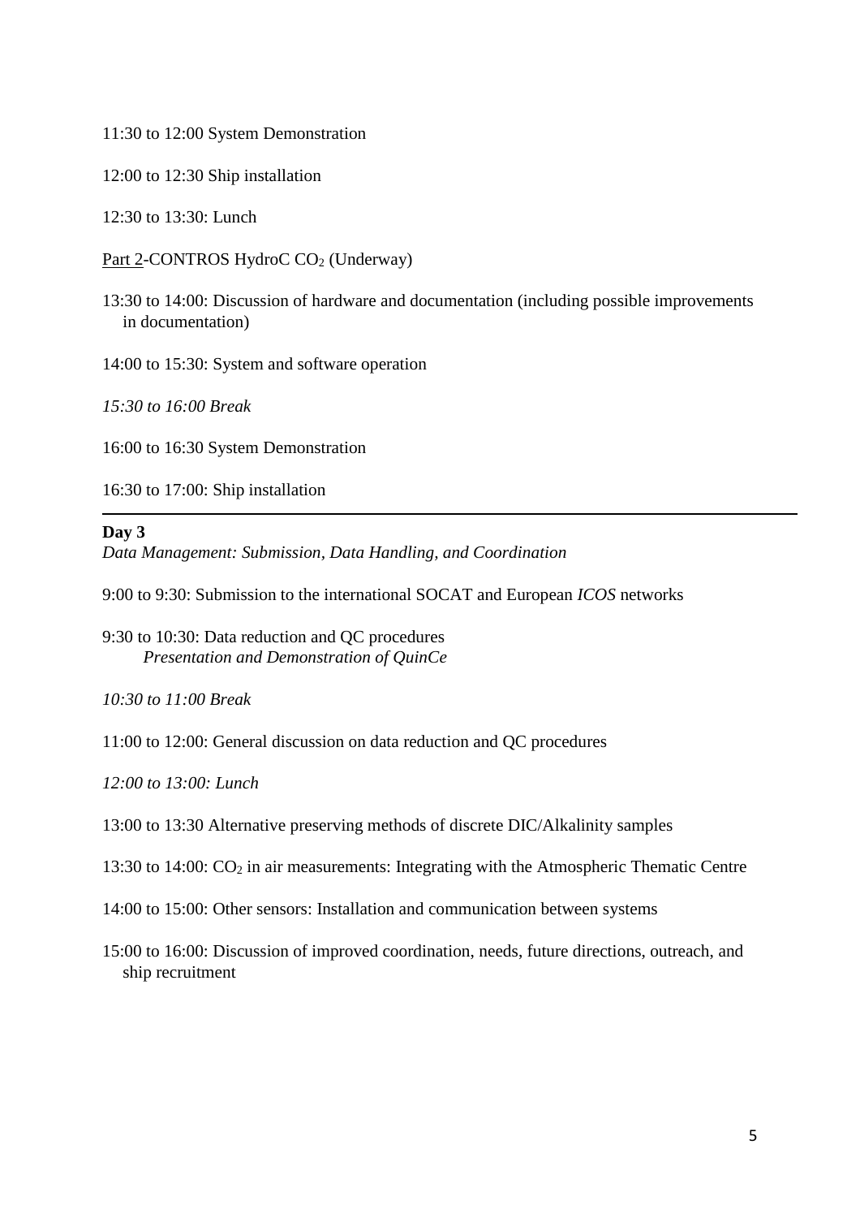11:30 to 12:00 System Demonstration

12:00 to 12:30 Ship installation

12:30 to 13:30: Lunch

Part 2-CONTROS HydroC $CO_2$ (Underway)

13:30 to 14:00: Discussion of hardware and documentation (including possible improvements in documentation)

14:00 to 15:30: System and software operation

*15:30 to 16:00 Break*

16:00 to 16:30 System Demonstration

16:30 to 17:00: Ship installation

---

**Day 3**

*Data Management: Submission, Data Handling, and Coordination*

9:00 to 9:30: Submission to the international SOCAT and European *ICOS* networks

9:30 to 10:30: Data reduction and QC procedures
*Presentation and Demonstration of QuinCe*

*10:30 to 11:00 Break*

11:00 to 12:00: General discussion on data reduction and QC procedures

*12:00 to 13:00: Lunch*

13:00 to 13:30 Alternative preserving methods of discrete DIC/Alkalinity samples

13:30 to 14:00: $CO_2$ in air measurements: Integrating with the Atmospheric Thematic Centre

14:00 to 15:00: Other sensors: Installation and communication between systems

15:00 to 16:00: Discussion of improved coordination, needs, future directions, outreach, and ship recruitment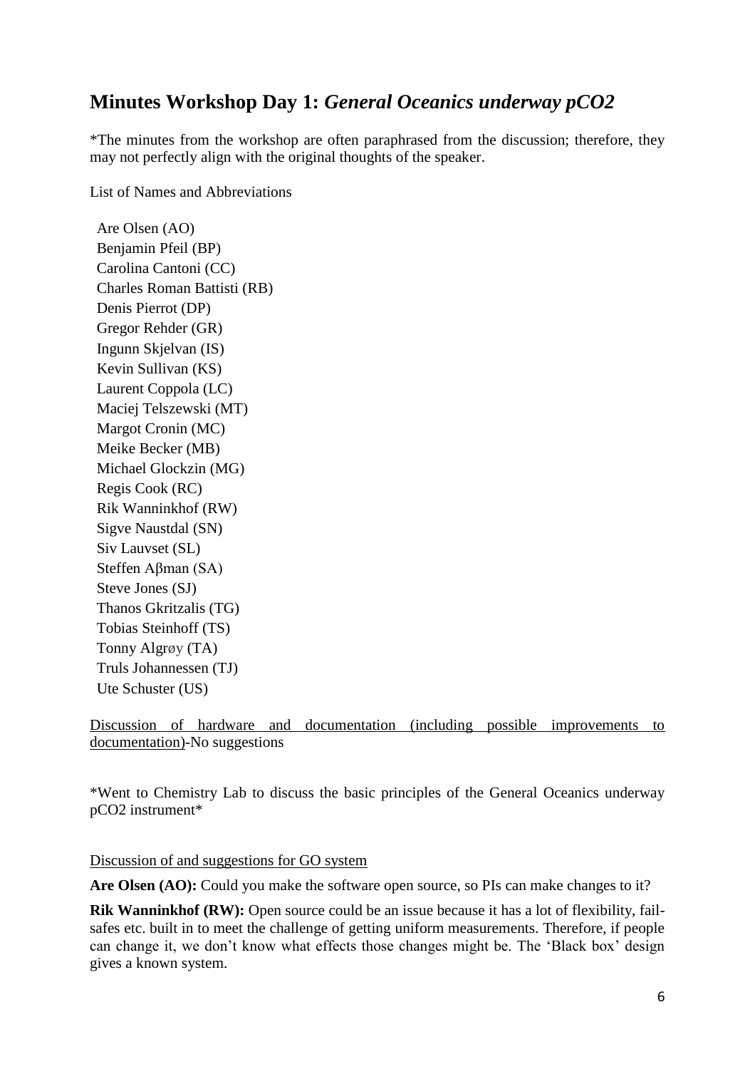## Minutes Workshop Day 1: *General Oceanics underway pCO2*

*The minutes from the workshop are often paraphrased from the discussion; therefore, they may not perfectly align with the original thoughts of the speaker.

List of Names and Abbreviations

- Are Olsen (AO)
- Benjamin Pfeil (BP)
- Carolina Cantoni (CC)
- Charles Roman Battisti (RB)
- Denis Pierrot (DP)
- Gregor Rehder (GR)
- Ingunn Skjelvan (IS)
- Kevin Sullivan (KS)
- Laurent Coppola (LC)
- Maciej Telszewski (MT)
- Margot Cronin (MC)
- Meike Becker (MB)
- Michael Glockzin (MG)
- Regis Cook (RC)
- Rik Wanninkhof (RW)
- Sigve Naustdal (SN)
- Siv Lauvset (SL)
- Steffen Aβman (SA)
- Steve Jones (SJ)
- Thanos Gkritzalis (TG)
- Tobias Steinhoff (TS)
- Tonny Algrøy (TA)
- Truls Johannessen (TJ)
- Ute Schuster (US)

<u>Discussion of hardware and documentation (including possible improvements to documentation)</u>-No suggestions

*Went to Chemistry Lab to discuss the basic principles of the General Oceanics underway pCO2 instrument*

<u>Discussion of and suggestions for GO system</u>

**Are Olsen (AO):** Could you make the software open source, so PIs can make changes to it?

**Rik Wanninkhof (RW):** Open source could be an issue because it has a lot of flexibility, fail-safes etc. built in to meet the challenge of getting uniform measurements. Therefore, if people can change it, we don't know what effects those changes might be. The 'Black box' design gives a known system.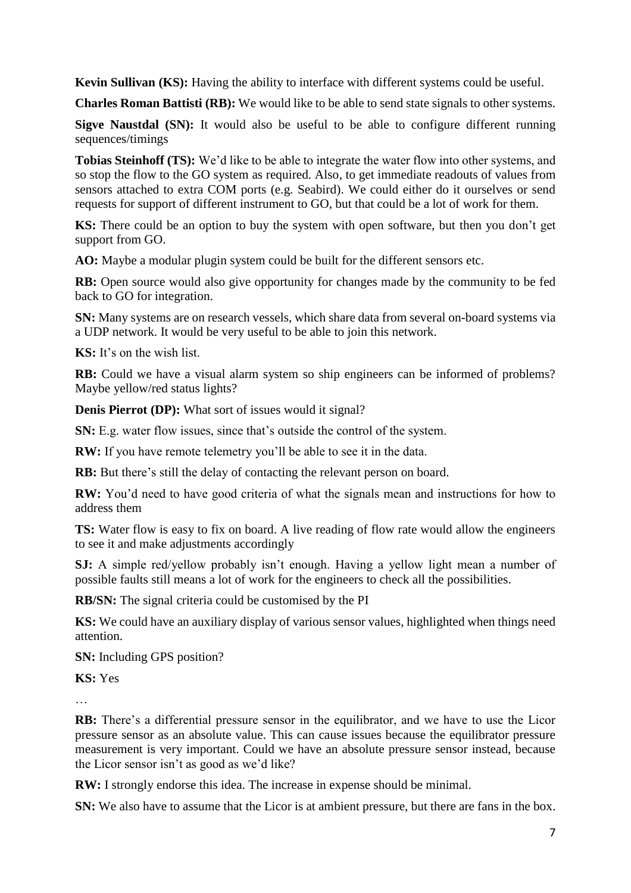**Kevin Sullivan (KS):** Having the ability to interface with different systems could be useful.

**Charles Roman Battisti (RB):** We would like to be able to send state signals to other systems.

**Sigve Naustdal (SN):** It would also be useful to be able to configure different running sequences/timings

**Tobias Steinhoff (TS):** We'd like to be able to integrate the water flow into other systems, and so stop the flow to the GO system as required. Also, to get immediate readouts of values from sensors attached to extra COM ports (e.g. Seabird). We could either do it ourselves or send requests for support of different instrument to GO, but that could be a lot of work for them.

**KS:** There could be an option to buy the system with open software, but then you don't get support from GO.

**AO:** Maybe a modular plugin system could be built for the different sensors etc.

**RB:** Open source would also give opportunity for changes made by the community to be fed back to GO for integration.

**SN:** Many systems are on research vessels, which share data from several on-board systems via a UDP network. It would be very useful to be able to join this network.

**KS:** It's on the wish list.

**RB:** Could we have a visual alarm system so ship engineers can be informed of problems? Maybe yellow/red status lights?

**Denis Pierrot (DP):** What sort of issues would it signal?

**SN:** E.g. water flow issues, since that's outside the control of the system.

**RW:** If you have remote telemetry you'll be able to see it in the data.

**RB:** But there's still the delay of contacting the relevant person on board.

**RW:** You'd need to have good criteria of what the signals mean and instructions for how to address them

**TS:** Water flow is easy to fix on board. A live reading of flow rate would allow the engineers to see it and make adjustments accordingly

**SJ:** A simple red/yellow probably isn't enough. Having a yellow light mean a number of possible faults still means a lot of work for the engineers to check all the possibilities.

**RB/SN:** The signal criteria could be customised by the PI

**KS:** We could have an auxiliary display of various sensor values, highlighted when things need attention.

**SN:** Including GPS position?

**KS:** Yes

…

**RB:** There's a differential pressure sensor in the equilibrator, and we have to use the Licor pressure sensor as an absolute value. This can cause issues because the equilibrator pressure measurement is very important. Could we have an absolute pressure sensor instead, because the Licor sensor isn't as good as we'd like?

**RW:** I strongly endorse this idea. The increase in expense should be minimal.

**SN:** We also have to assume that the Licor is at ambient pressure, but there are fans in the box.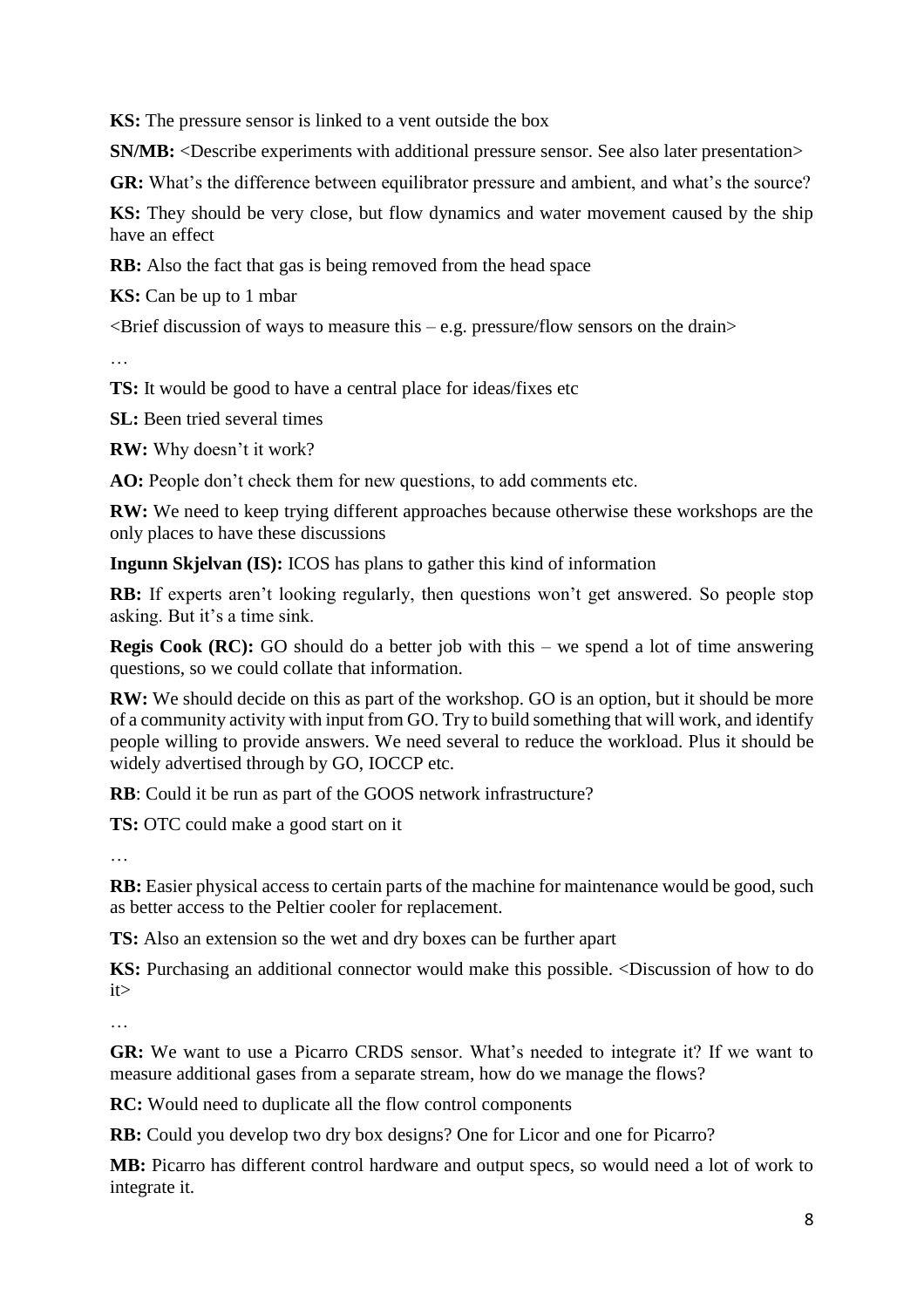**KS:** The pressure sensor is linked to a vent outside the box

**SN/MB:** <Describe experiments with additional pressure sensor. See also later presentation>

**GR:** What's the difference between equilibrator pressure and ambient, and what's the source?

**KS:** They should be very close, but flow dynamics and water movement caused by the ship have an effect

**RB:** Also the fact that gas is being removed from the head space

**KS:** Can be up to 1 mbar

<Brief discussion of ways to measure this – e.g. pressure/flow sensors on the drain>

…

**TS:** It would be good to have a central place for ideas/fixes etc

**SL:** Been tried several times

**RW:** Why doesn't it work?

**AO:** People don't check them for new questions, to add comments etc.

**RW:** We need to keep trying different approaches because otherwise these workshops are the only places to have these discussions

**Ingunn Skjelvan (IS):** ICOS has plans to gather this kind of information

**RB:** If experts aren't looking regularly, then questions won't get answered. So people stop asking. But it's a time sink.

**Regis Cook (RC):** GO should do a better job with this – we spend a lot of time answering questions, so we could collate that information.

**RW:** We should decide on this as part of the workshop. GO is an option, but it should be more of a community activity with input from GO. Try to build something that will work, and identify people willing to provide answers. We need several to reduce the workload. Plus it should be widely advertised through by GO, IOCCP etc.

**RB**: Could it be run as part of the GOOS network infrastructure?

**TS:** OTC could make a good start on it

…

**RB:** Easier physical access to certain parts of the machine for maintenance would be good, such as better access to the Peltier cooler for replacement.

**TS:** Also an extension so the wet and dry boxes can be further apart

**KS:** Purchasing an additional connector would make this possible. <Discussion of how to do it>

…

**GR:** We want to use a Picarro CRDS sensor. What's needed to integrate it? If we want to measure additional gases from a separate stream, how do we manage the flows?

**RC:** Would need to duplicate all the flow control components

**RB:** Could you develop two dry box designs? One for Licor and one for Picarro?

**MB:** Picarro has different control hardware and output specs, so would need a lot of work to integrate it.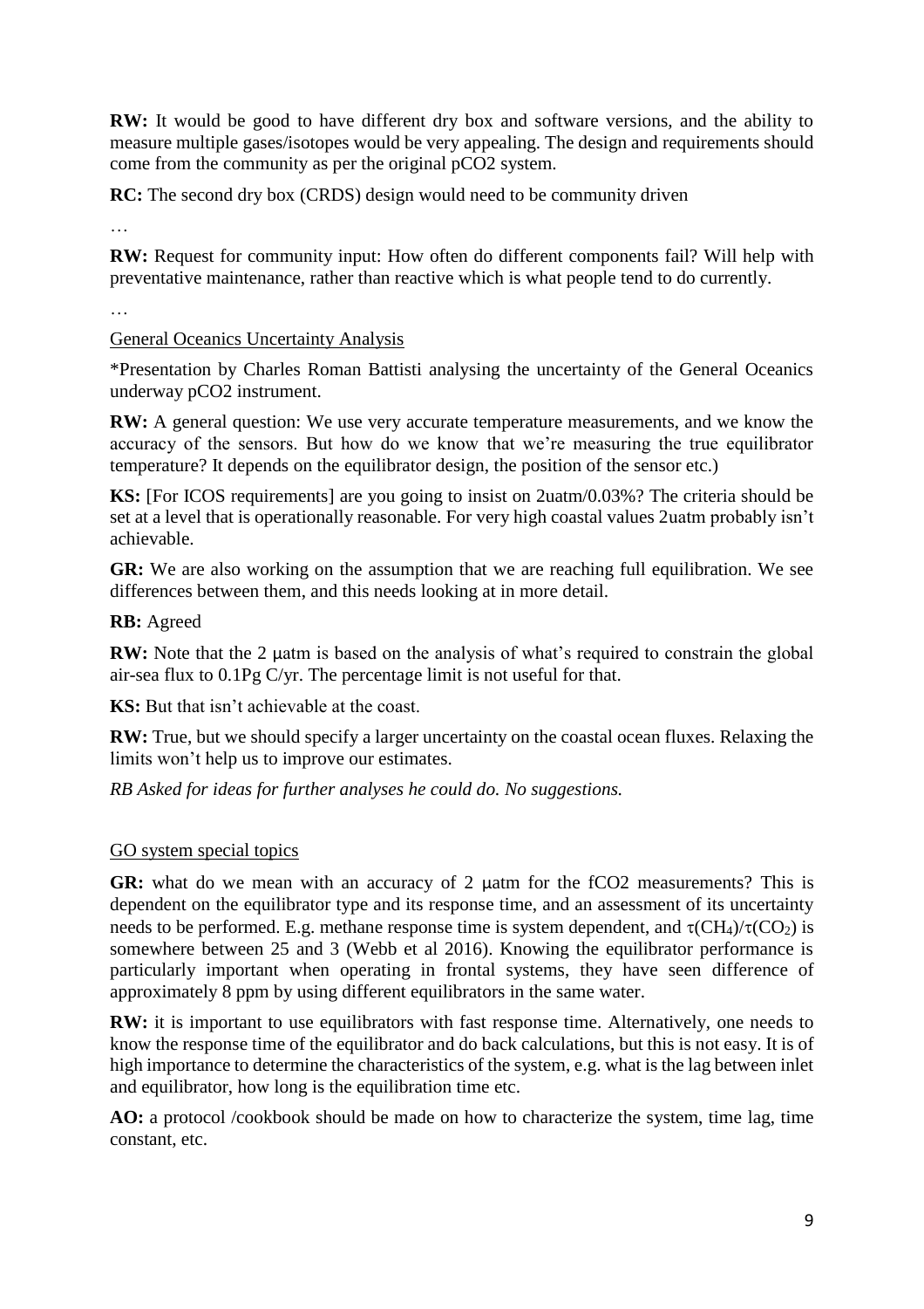**RW:** It would be good to have different dry box and software versions, and the ability to measure multiple gases/isotopes would be very appealing. The design and requirements should come from the community as per the original pCO2 system.

**RC:** The second dry box (CRDS) design would need to be community driven

…

**RW:** Request for community input: How often do different components fail? Will help with preventative maintenance, rather than reactive which is what people tend to do currently.

…

General Oceanics Uncertainty Analysis

*Presentation by Charles Roman Battisti analysing the uncertainty of the General Oceanics underway pCO2 instrument.

**RW:** A general question: We use very accurate temperature measurements, and we know the accuracy of the sensors. But how do we know that we're measuring the true equilibrator temperature? It depends on the equilibrator design, the position of the sensor etc.)

**KS:** [For ICOS requirements] are you going to insist on 2uatm/0.03%? The criteria should be set at a level that is operationally reasonable. For very high coastal values 2uatm probably isn't achievable.

**GR:** We are also working on the assumption that we are reaching full equilibration. We see differences between them, and this needs looking at in more detail.

**RB:** Agreed

**RW:** Note that the 2 μatm is based on the analysis of what's required to constrain the global air-sea flux to 0.1Pg C/yr. The percentage limit is not useful for that.

**KS:** But that isn't achievable at the coast.

**RW:** True, but we should specify a larger uncertainty on the coastal ocean fluxes. Relaxing the limits won't help us to improve our estimates.

*RB Asked for ideas for further analyses he could do. No suggestions.*

GO system special topics

**GR:** what do we mean with an accuracy of 2 μatm for the fCO2 measurements? This is dependent on the equilibrator type and its response time, and an assessment of its uncertainty needs to be performed. E.g. methane response time is system dependent, and $\tau(CH_4)/\tau(CO_2)$ is somewhere between 25 and 3 (Webb et al 2016). Knowing the equilibrator performance is particularly important when operating in frontal systems, they have seen difference of approximately 8 ppm by using different equilibrators in the same water.

**RW:** it is important to use equilibrators with fast response time. Alternatively, one needs to know the response time of the equilibrator and do back calculations, but this is not easy. It is of high importance to determine the characteristics of the system, e.g. what is the lag between inlet and equilibrator, how long is the equilibration time etc.

**AO:** a protocol /cookbook should be made on how to characterize the system, time lag, time constant, etc.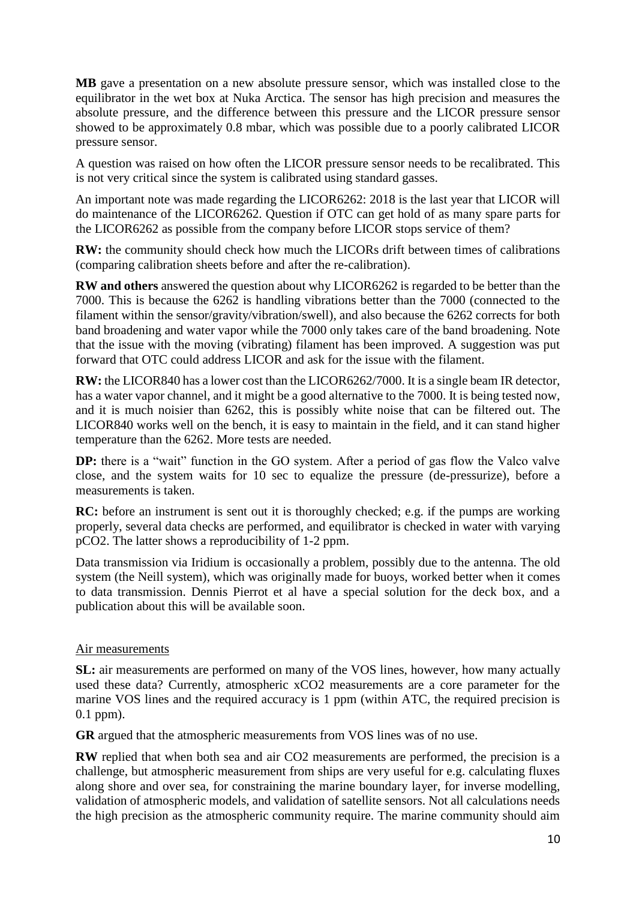**MB** gave a presentation on a new absolute pressure sensor, which was installed close to the equilibrator in the wet box at Nuka Arctica. The sensor has high precision and measures the absolute pressure, and the difference between this pressure and the LICOR pressure sensor showed to be approximately 0.8 mbar, which was possible due to a poorly calibrated LICOR pressure sensor.

A question was raised on how often the LICOR pressure sensor needs to be recalibrated. This is not very critical since the system is calibrated using standard gasses.

An important note was made regarding the LICOR6262: 2018 is the last year that LICOR will do maintenance of the LICOR6262. Question if OTC can get hold of as many spare parts for the LICOR6262 as possible from the company before LICOR stops service of them?

**RW:** the community should check how much the LICORs drift between times of calibrations (comparing calibration sheets before and after the re-calibration).

**RW and others** answered the question about why LICOR6262 is regarded to be better than the 7000. This is because the 6262 is handling vibrations better than the 7000 (connected to the filament within the sensor/gravity/vibration/swell), and also because the 6262 corrects for both band broadening and water vapor while the 7000 only takes care of the band broadening. Note that the issue with the moving (vibrating) filament has been improved. A suggestion was put forward that OTC could address LICOR and ask for the issue with the filament.

**RW:** the LICOR840 has a lower cost than the LICOR6262/7000. It is a single beam IR detector, has a water vapor channel, and it might be a good alternative to the 7000. It is being tested now, and it is much noisier than 6262, this is possibly white noise that can be filtered out. The LICOR840 works well on the bench, it is easy to maintain in the field, and it can stand higher temperature than the 6262. More tests are needed.

**DP:** there is a "wait" function in the GO system. After a period of gas flow the Valco valve close, and the system waits for 10 sec to equalize the pressure (de-pressurize), before a measurements is taken.

**RC:** before an instrument is sent out it is thoroughly checked; e.g. if the pumps are working properly, several data checks are performed, and equilibrator is checked in water with varying pCO2. The latter shows a reproducibility of 1-2 ppm.

Data transmission via Iridium is occasionally a problem, possibly due to the antenna. The old system (the Neill system), which was originally made for buoys, worked better when it comes to data transmission. Dennis Pierrot et al have a special solution for the deck box, and a publication about this will be available soon.

Air measurements

**SL:** air measurements are performed on many of the VOS lines, however, how many actually used these data? Currently, atmospheric xCO2 measurements are a core parameter for the marine VOS lines and the required accuracy is 1 ppm (within ATC, the required precision is 0.1 ppm).

**GR** argued that the atmospheric measurements from VOS lines was of no use.

**RW** replied that when both sea and air CO2 measurements are performed, the precision is a challenge, but atmospheric measurement from ships are very useful for e.g. calculating fluxes along shore and over sea, for constraining the marine boundary layer, for inverse modelling, validation of atmospheric models, and validation of satellite sensors. Not all calculations needs the high precision as the atmospheric community require. The marine community should aim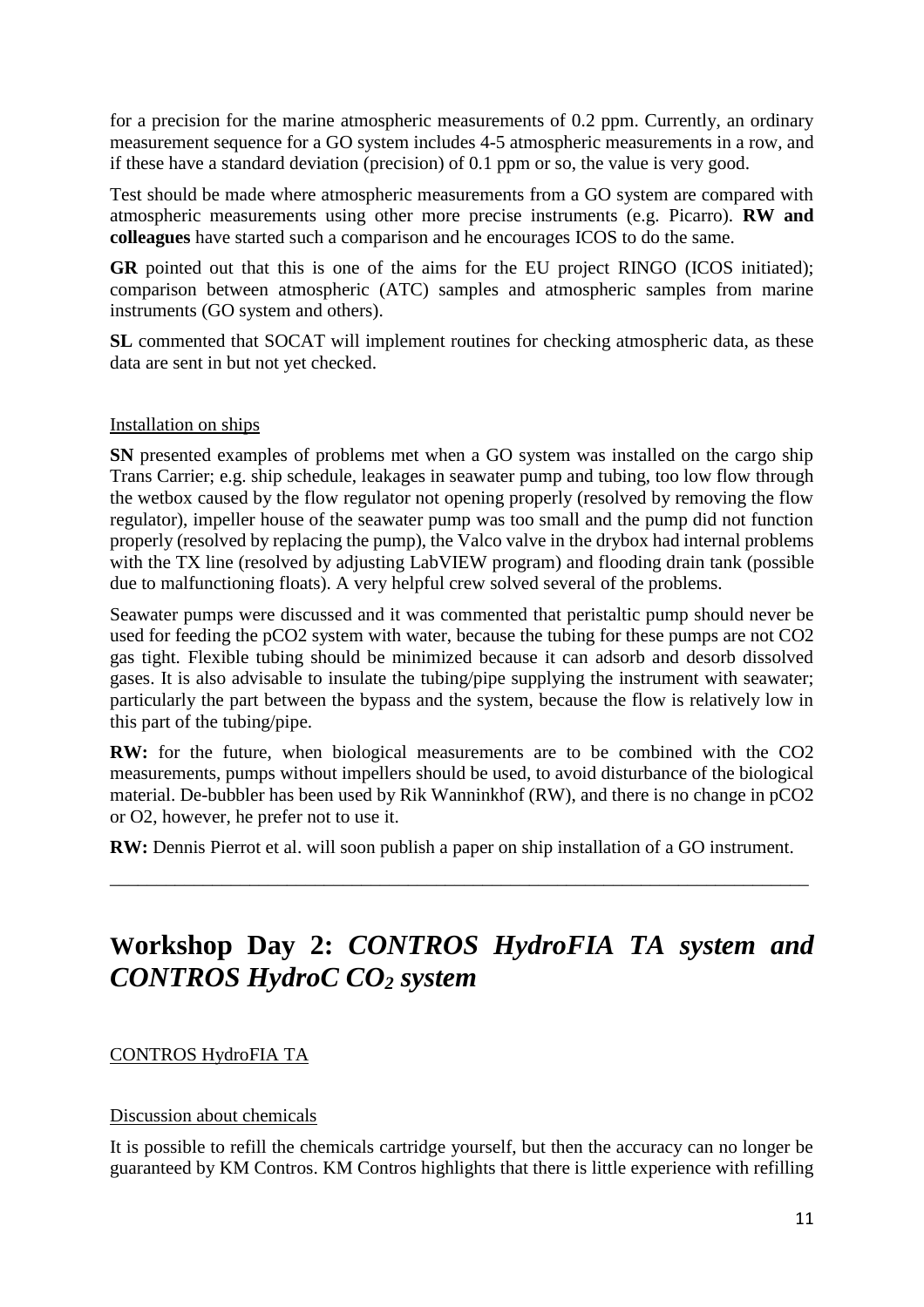for a precision for the marine atmospheric measurements of 0.2 ppm. Currently, an ordinary measurement sequence for a GO system includes 4-5 atmospheric measurements in a row, and if these have a standard deviation (precision) of 0.1 ppm or so, the value is very good.

Test should be made where atmospheric measurements from a GO system are compared with atmospheric measurements using other more precise instruments (e.g. Picarro). **RW and colleagues** have started such a comparison and he encourages ICOS to do the same.

**GR** pointed out that this is one of the aims for the EU project RINGO (ICOS initiated); comparison between atmospheric (ATC) samples and atmospheric samples from marine instruments (GO system and others).

**SL** commented that SOCAT will implement routines for checking atmospheric data, as these data are sent in but not yet checked.

Installation on ships

**SN** presented examples of problems met when a GO system was installed on the cargo ship Trans Carrier; e.g. ship schedule, leakages in seawater pump and tubing, too low flow through the wetbox caused by the flow regulator not opening properly (resolved by removing the flow regulator), impeller house of the seawater pump was too small and the pump did not function properly (resolved by replacing the pump), the Valco valve in the drybox had internal problems with the TX line (resolved by adjusting LabVIEW program) and flooding drain tank (possible due to malfunctioning floats). A very helpful crew solved several of the problems.

Seawater pumps were discussed and it was commented that peristaltic pump should never be used for feeding the pCO2 system with water, because the tubing for these pumps are not CO2 gas tight. Flexible tubing should be minimized because it can adsorb and desorb dissolved gases. It is also advisable to insulate the tubing/pipe supplying the instrument with seawater; particularly the part between the bypass and the system, because the flow is relatively low in this part of the tubing/pipe.

**RW:** for the future, when biological measurements are to be combined with the CO2 measurements, pumps without impellers should be used, to avoid disturbance of the biological material. De-bubbler has been used by Rik Wanninkhof (RW), and there is no change in pCO2 or O2, however, he prefer not to use it.

**RW:** Dennis Pierrot et al. will soon publish a paper on ship installation of a GO instrument.

---

# Workshop Day 2: *CONTROS HydroFIA TA system and CONTROS HydroC $CO_2$ system*

CONTROS HydroFIA TA

Discussion about chemicals

It is possible to refill the chemicals cartridge yourself, but then the accuracy can no longer be guaranteed by KM Contros. KM Contros highlights that there is little experience with refilling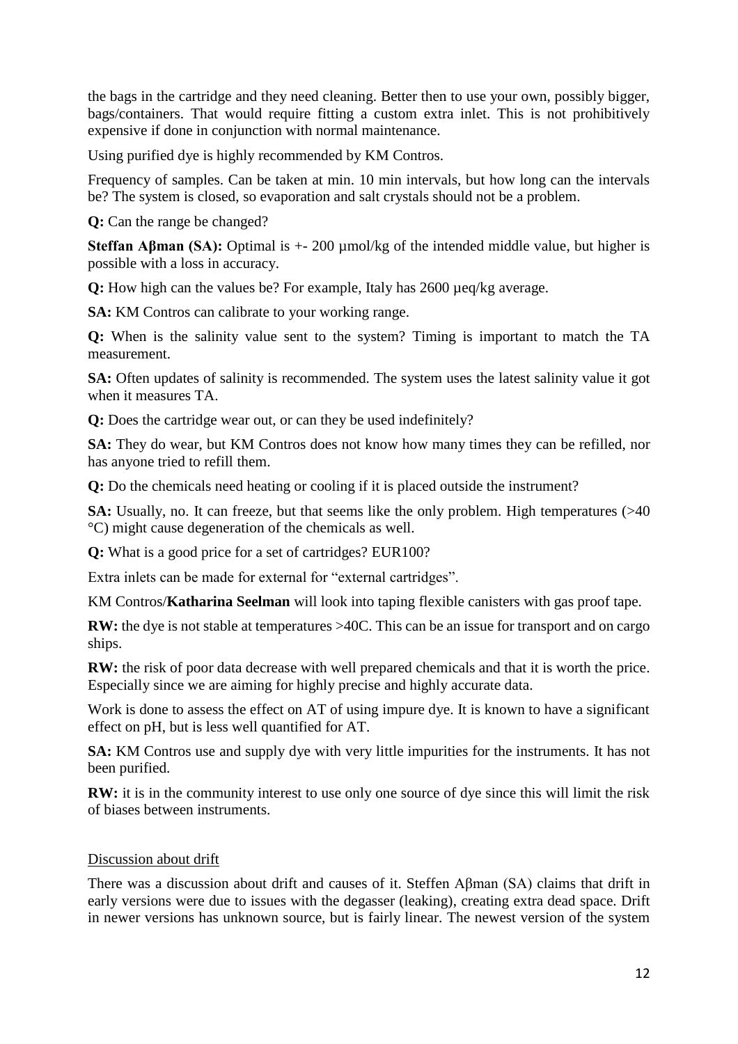the bags in the cartridge and they need cleaning. Better then to use your own, possibly bigger, bags/containers. That would require fitting a custom extra inlet. This is not prohibitively expensive if done in conjunction with normal maintenance.

Using purified dye is highly recommended by KM Contros.

Frequency of samples. Can be taken at min. 10 min intervals, but how long can the intervals be? The system is closed, so evaporation and salt crystals should not be a problem.

**Q:** Can the range be changed?

**Steffan Aβman (SA):** Optimal is +- 200 µmol/kg of the intended middle value, but higher is possible with a loss in accuracy.

**Q:** How high can the values be? For example, Italy has 2600 µeq/kg average.

**SA:** KM Contros can calibrate to your working range.

**Q:** When is the salinity value sent to the system? Timing is important to match the TA measurement.

**SA:** Often updates of salinity is recommended. The system uses the latest salinity value it got when it measures TA.

**Q:** Does the cartridge wear out, or can they be used indefinitely?

**SA:** They do wear, but KM Contros does not know how many times they can be refilled, nor has anyone tried to refill them.

**Q:** Do the chemicals need heating or cooling if it is placed outside the instrument?

**SA:** Usually, no. It can freeze, but that seems like the only problem. High temperatures (>40 °C) might cause degeneration of the chemicals as well.

**Q:** What is a good price for a set of cartridges? EUR100?

Extra inlets can be made for external for "external cartridges".

KM Contros/**Katharina Seelman** will look into taping flexible canisters with gas proof tape.

**RW:** the dye is not stable at temperatures >40C. This can be an issue for transport and on cargo ships.

**RW:** the risk of poor data decrease with well prepared chemicals and that it is worth the price. Especially since we are aiming for highly precise and highly accurate data.

Work is done to assess the effect on AT of using impure dye. It is known to have a significant effect on pH, but is less well quantified for AT.

**SA:** KM Contros use and supply dye with very little impurities for the instruments. It has not been purified.

**RW:** it is in the community interest to use only one source of dye since this will limit the risk of biases between instruments.

Discussion about drift

There was a discussion about drift and causes of it. Steffen Aβman (SA) claims that drift in early versions were due to issues with the degasser (leaking), creating extra dead space. Drift in newer versions has unknown source, but is fairly linear. The newest version of the system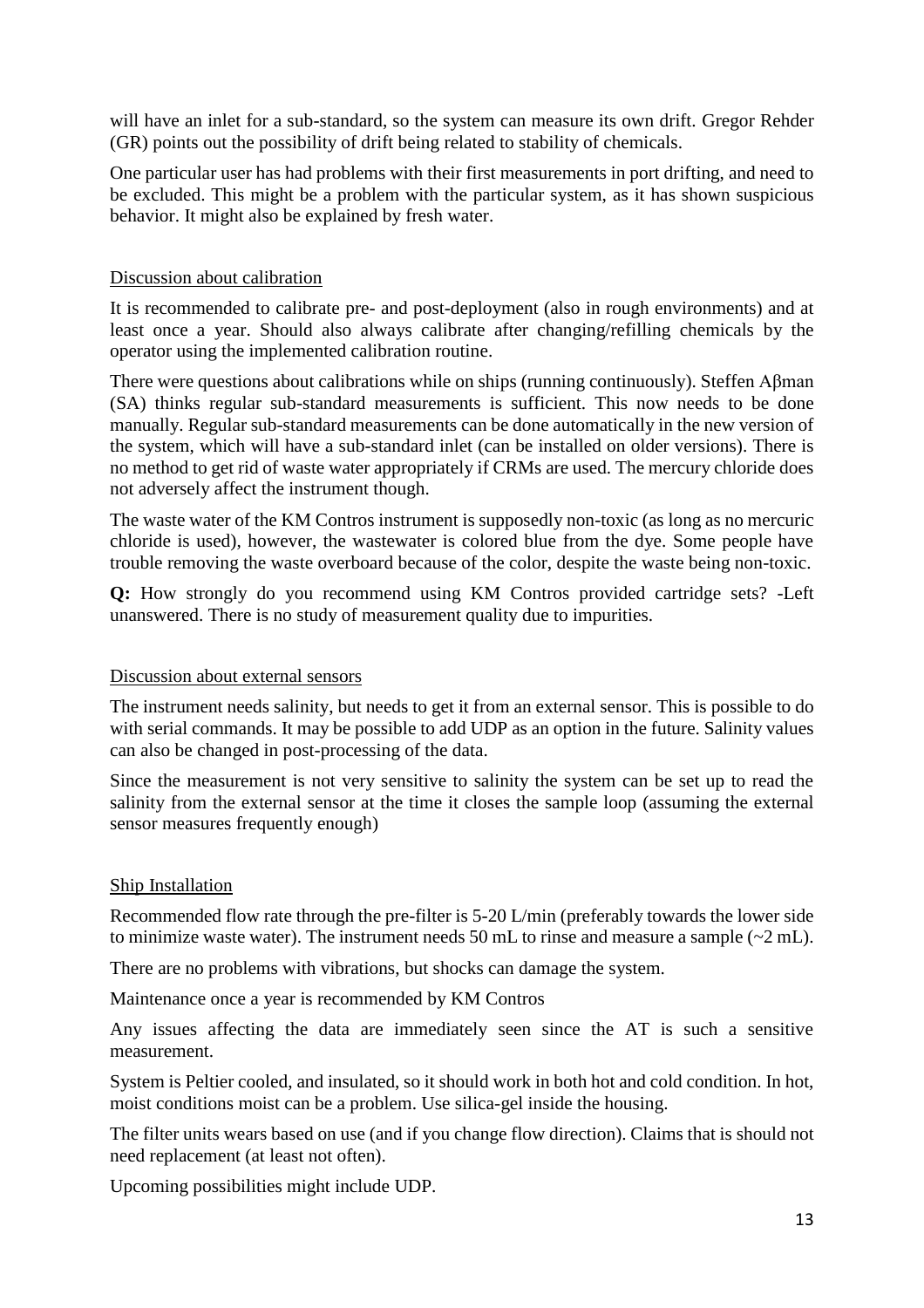will have an inlet for a sub-standard, so the system can measure its own drift. Gregor Rehder (GR) points out the possibility of drift being related to stability of chemicals.

One particular user has had problems with their first measurements in port drifting, and need to be excluded. This might be a problem with the particular system, as it has shown suspicious behavior. It might also be explained by fresh water.

## Discussion about calibration

It is recommended to calibrate pre- and post-deployment (also in rough environments) and at least once a year. Should also always calibrate after changing/refilling chemicals by the operator using the implemented calibration routine.

There were questions about calibrations while on ships (running continuously). Steffen Aβman (SA) thinks regular sub-standard measurements is sufficient. This now needs to be done manually. Regular sub-standard measurements can be done automatically in the new version of the system, which will have a sub-standard inlet (can be installed on older versions). There is no method to get rid of waste water appropriately if CRMs are used. The mercury chloride does not adversely affect the instrument though.

The waste water of the KM Contros instrument is supposedly non-toxic (as long as no mercuric chloride is used), however, the wastewater is colored blue from the dye. Some people have trouble removing the waste overboard because of the color, despite the waste being non-toxic.

**Q:** How strongly do you recommend using KM Contros provided cartridge sets? -Left unanswered. There is no study of measurement quality due to impurities.

## Discussion about external sensors

The instrument needs salinity, but needs to get it from an external sensor. This is possible to do with serial commands. It may be possible to add UDP as an option in the future. Salinity values can also be changed in post-processing of the data.

Since the measurement is not very sensitive to salinity the system can be set up to read the salinity from the external sensor at the time it closes the sample loop (assuming the external sensor measures frequently enough)

## Ship Installation

Recommended flow rate through the pre-filter is 5-20 L/min (preferably towards the lower side to minimize waste water). The instrument needs 50 mL to rinse and measure a sample (~2 mL).

There are no problems with vibrations, but shocks can damage the system.

Maintenance once a year is recommended by KM Contros

Any issues affecting the data are immediately seen since the AT is such a sensitive measurement.

System is Peltier cooled, and insulated, so it should work in both hot and cold condition. In hot, moist conditions moist can be a problem. Use silica-gel inside the housing.

The filter units wears based on use (and if you change flow direction). Claims that is should not need replacement (at least not often).

Upcoming possibilities might include UDP.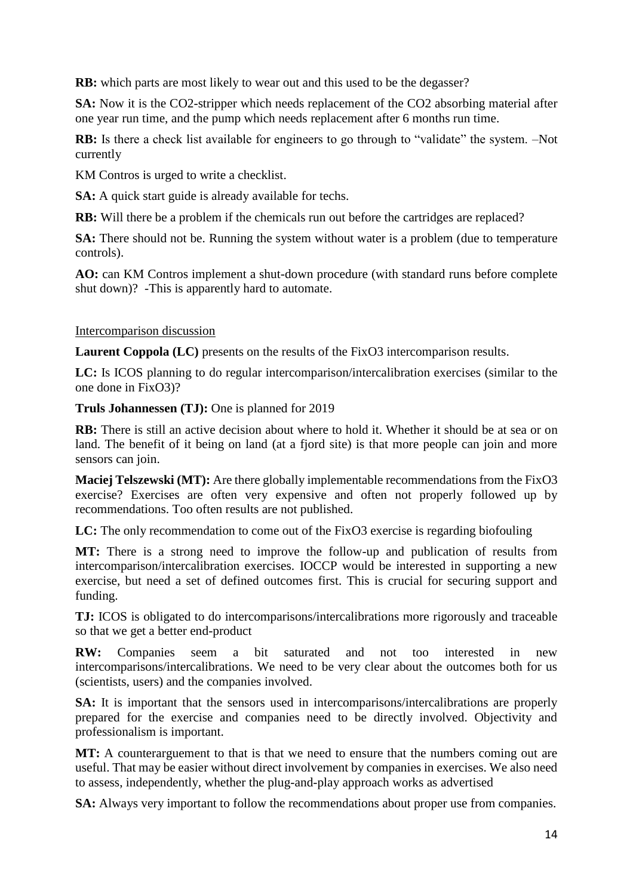**RB:** which parts are most likely to wear out and this used to be the degasser?

**SA:** Now it is the $CO_2$-stripper which needs replacement of the $CO_2$ absorbing material after one year run time, and the pump which needs replacement after 6 months run time.

**RB:** Is there a check list available for engineers to go through to "validate" the system. –Not currently

KM Contros is urged to write a checklist.

**SA:** A quick start guide is already available for techs.

**RB:** Will there be a problem if the chemicals run out before the cartridges are replaced?

**SA:** There should not be. Running the system without water is a problem (due to temperature controls).

**AO:** can KM Contros implement a shut-down procedure (with standard runs before complete shut down)? -This is apparently hard to automate.

Intercomparison discussion

**Laurent Coppola (LC)** presents on the results of the FixO3 intercomparison results.

**LC:** Is ICOS planning to do regular intercomparison/intercalibration exercises (similar to the one done in FixO3)?

**Truls Johannessen (TJ):** One is planned for 2019

**RB:** There is still an active decision about where to hold it. Whether it should be at sea or on land. The benefit of it being on land (at a fjord site) is that more people can join and more sensors can join.

**Maciej Telszewski (MT):** Are there globally implementable recommendations from the FixO3 exercise? Exercises are often very expensive and often not properly followed up by recommendations. Too often results are not published.

**LC:** The only recommendation to come out of the FixO3 exercise is regarding biofouling

**MT:** There is a strong need to improve the follow-up and publication of results from intercomparison/intercalibration exercises. IOCCP would be interested in supporting a new exercise, but need a set of defined outcomes first. This is crucial for securing support and funding.

**TJ:** ICOS is obligated to do intercomparisons/intercalibrations more rigorously and traceable so that we get a better end-product

**RW:** Companies seem a bit saturated and not too interested in new intercomparisons/intercalibrations. We need to be very clear about the outcomes both for us (scientists, users) and the companies involved.

**SA:** It is important that the sensors used in intercomparisons/intercalibrations are properly prepared for the exercise and companies need to be directly involved. Objectivity and professionalism is important.

**MT:** A counterarguement to that is that we need to ensure that the numbers coming out are useful. That may be easier without direct involvement by companies in exercises. We also need to assess, independently, whether the plug-and-play approach works as advertised

**SA:** Always very important to follow the recommendations about proper use from companies.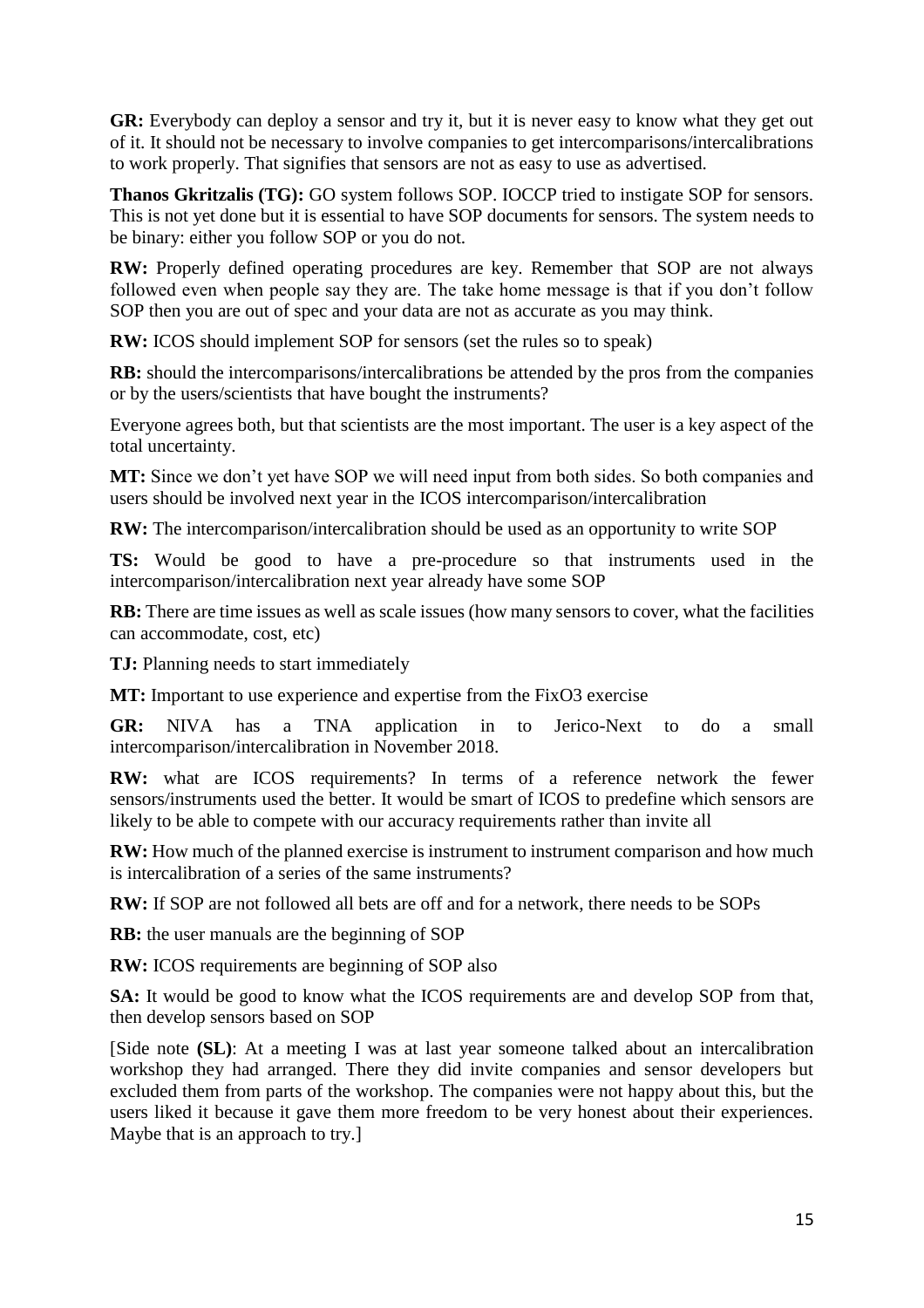**GR:** Everybody can deploy a sensor and try it, but it is never easy to know what they get out of it. It should not be necessary to involve companies to get intercomparisons/intercalibrations to work properly. That signifies that sensors are not as easy to use as advertised.

**Thanos Gkritzalis (TG):** GO system follows SOP. IOCCP tried to instigate SOP for sensors. This is not yet done but it is essential to have SOP documents for sensors. The system needs to be binary: either you follow SOP or you do not.

**RW:** Properly defined operating procedures are key. Remember that SOP are not always followed even when people say they are. The take home message is that if you don't follow SOP then you are out of spec and your data are not as accurate as you may think.

**RW:** ICOS should implement SOP for sensors (set the rules so to speak)

**RB:** should the intercomparisons/intercalibrations be attended by the pros from the companies or by the users/scientists that have bought the instruments?

Everyone agrees both, but that scientists are the most important. The user is a key aspect of the total uncertainty.

**MT:** Since we don't yet have SOP we will need input from both sides. So both companies and users should be involved next year in the ICOS intercomparison/intercalibration

**RW:** The intercomparison/intercalibration should be used as an opportunity to write SOP

**TS:** Would be good to have a pre-procedure so that instruments used in the intercomparison/intercalibration next year already have some SOP

**RB:** There are time issues as well as scale issues (how many sensors to cover, what the facilities can accommodate, cost, etc)

**TJ:** Planning needs to start immediately

**MT:** Important to use experience and expertise from the FixO3 exercise

**GR:** NIVA has a TNA application in to Jerico-Next to do a small intercomparison/intercalibration in November 2018.

**RW:** what are ICOS requirements? In terms of a reference network the fewer sensors/instruments used the better. It would be smart of ICOS to predefine which sensors are likely to be able to compete with our accuracy requirements rather than invite all

**RW:** How much of the planned exercise is instrument to instrument comparison and how much is intercalibration of a series of the same instruments?

**RW:** If SOP are not followed all bets are off and for a network, there needs to be SOPs

**RB:** the user manuals are the beginning of SOP

**RW:** ICOS requirements are beginning of SOP also

**SA:** It would be good to know what the ICOS requirements are and develop SOP from that, then develop sensors based on SOP

[Side note **(SL)**: At a meeting I was at last year someone talked about an intercalibration workshop they had arranged. There they did invite companies and sensor developers but excluded them from parts of the workshop. The companies were not happy about this, but the users liked it because it gave them more freedom to be very honest about their experiences. Maybe that is an approach to try.]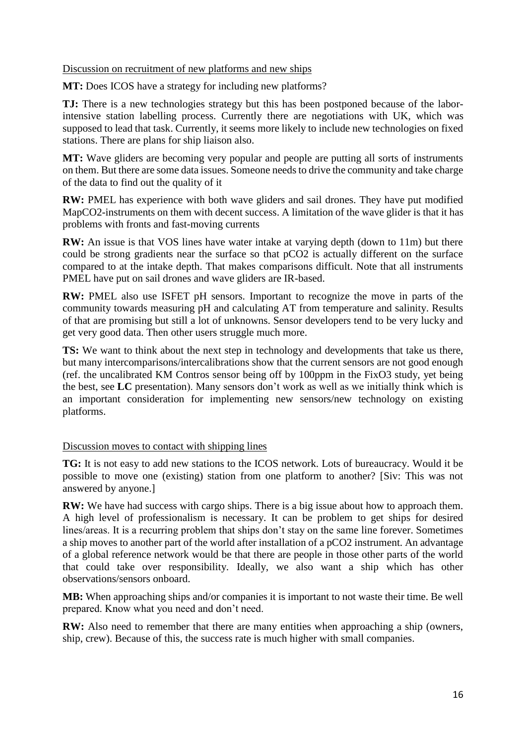Discussion on recruitment of new platforms and new ships

**MT:** Does ICOS have a strategy for including new platforms?

**TJ:** There is a new technologies strategy but this has been postponed because of the labor-intensive station labelling process. Currently there are negotiations with UK, which was supposed to lead that task. Currently, it seems more likely to include new technologies on fixed stations. There are plans for ship liaison also.

**MT:** Wave gliders are becoming very popular and people are putting all sorts of instruments on them. But there are some data issues. Someone needs to drive the community and take charge of the data to find out the quality of it

**RW:** PMEL has experience with both wave gliders and sail drones. They have put modified MapCO2-instruments on them with decent success. A limitation of the wave glider is that it has problems with fronts and fast-moving currents

**RW:** An issue is that VOS lines have water intake at varying depth (down to 11m) but there could be strong gradients near the surface so that pCO2 is actually different on the surface compared to at the intake depth. That makes comparisons difficult. Note that all instruments PMEL have put on sail drones and wave gliders are IR-based.

**RW:** PMEL also use ISFET pH sensors. Important to recognize the move in parts of the community towards measuring pH and calculating AT from temperature and salinity. Results of that are promising but still a lot of unknowns. Sensor developers tend to be very lucky and get very good data. Then other users struggle much more.

**TS:** We want to think about the next step in technology and developments that take us there, but many intercomparisons/intercalibrations show that the current sensors are not good enough (ref. the uncalibrated KM Contros sensor being off by 100ppm in the FixO3 study, yet being the best, see **LC** presentation). Many sensors don't work as well as we initially think which is an important consideration for implementing new sensors/new technology on existing platforms.

Discussion moves to contact with shipping lines

**TG:** It is not easy to add new stations to the ICOS network. Lots of bureaucracy. Would it be possible to move one (existing) station from one platform to another? [Siv: This was not answered by anyone.]

**RW:** We have had success with cargo ships. There is a big issue about how to approach them. A high level of professionalism is necessary. It can be problem to get ships for desired lines/areas. It is a recurring problem that ships don't stay on the same line forever. Sometimes a ship moves to another part of the world after installation of a pCO2 instrument. An advantage of a global reference network would be that there are people in those other parts of the world that could take over responsibility. Ideally, we also want a ship which has other observations/sensors onboard.

**MB:** When approaching ships and/or companies it is important to not waste their time. Be well prepared. Know what you need and don't need.

**RW:** Also need to remember that there are many entities when approaching a ship (owners, ship, crew). Because of this, the success rate is much higher with small companies.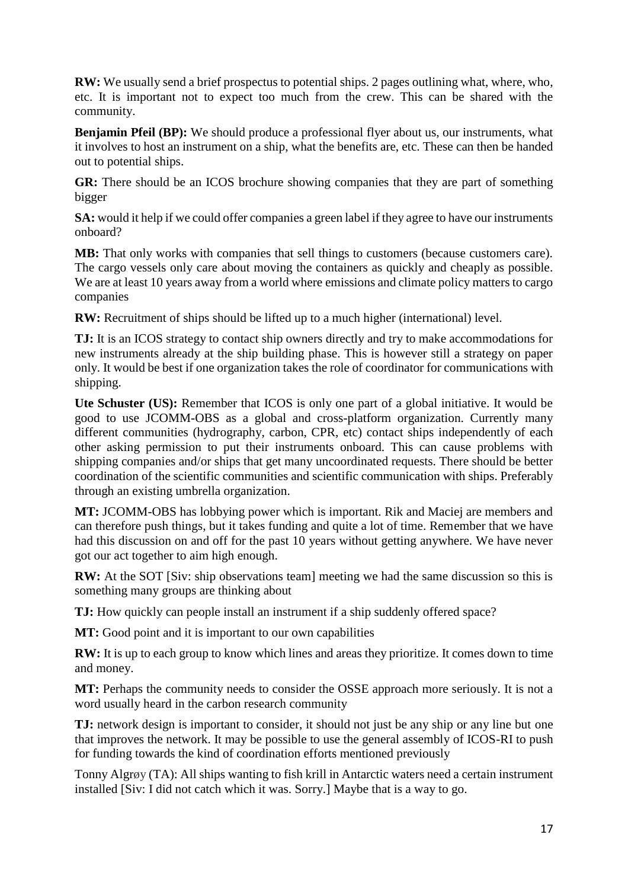**RW:** We usually send a brief prospectus to potential ships. 2 pages outlining what, where, who, etc. It is important not to expect too much from the crew. This can be shared with the community.

**Benjamin Pfeil (BP):** We should produce a professional flyer about us, our instruments, what it involves to host an instrument on a ship, what the benefits are, etc. These can then be handed out to potential ships.

**GR:** There should be an ICOS brochure showing companies that they are part of something bigger

**SA:** would it help if we could offer companies a green label if they agree to have our instruments onboard?

**MB:** That only works with companies that sell things to customers (because customers care). The cargo vessels only care about moving the containers as quickly and cheaply as possible. We are at least 10 years away from a world where emissions and climate policy matters to cargo companies

**RW:** Recruitment of ships should be lifted up to a much higher (international) level.

**TJ:** It is an ICOS strategy to contact ship owners directly and try to make accommodations for new instruments already at the ship building phase. This is however still a strategy on paper only. It would be best if one organization takes the role of coordinator for communications with shipping.

**Ute Schuster (US):** Remember that ICOS is only one part of a global initiative. It would be good to use JCOMM-OBS as a global and cross-platform organization. Currently many different communities (hydrography, carbon, CPR, etc) contact ships independently of each other asking permission to put their instruments onboard. This can cause problems with shipping companies and/or ships that get many uncoordinated requests. There should be better coordination of the scientific communities and scientific communication with ships. Preferably through an existing umbrella organization.

**MT:** JCOMM-OBS has lobbying power which is important. Rik and Maciej are members and can therefore push things, but it takes funding and quite a lot of time. Remember that we have had this discussion on and off for the past 10 years without getting anywhere. We have never got our act together to aim high enough.

**RW:** At the SOT [Siv: ship observations team] meeting we had the same discussion so this is something many groups are thinking about

**TJ:** How quickly can people install an instrument if a ship suddenly offered space?

**MT:** Good point and it is important to our own capabilities

**RW:** It is up to each group to know which lines and areas they prioritize. It comes down to time and money.

**MT:** Perhaps the community needs to consider the OSSE approach more seriously. It is not a word usually heard in the carbon research community

**TJ:** network design is important to consider, it should not just be any ship or any line but one that improves the network. It may be possible to use the general assembly of ICOS-RI to push for funding towards the kind of coordination efforts mentioned previously

Tonny Algrøy (TA): All ships wanting to fish krill in Antarctic waters need a certain instrument installed [Siv: I did not catch which it was. Sorry.] Maybe that is a way to go.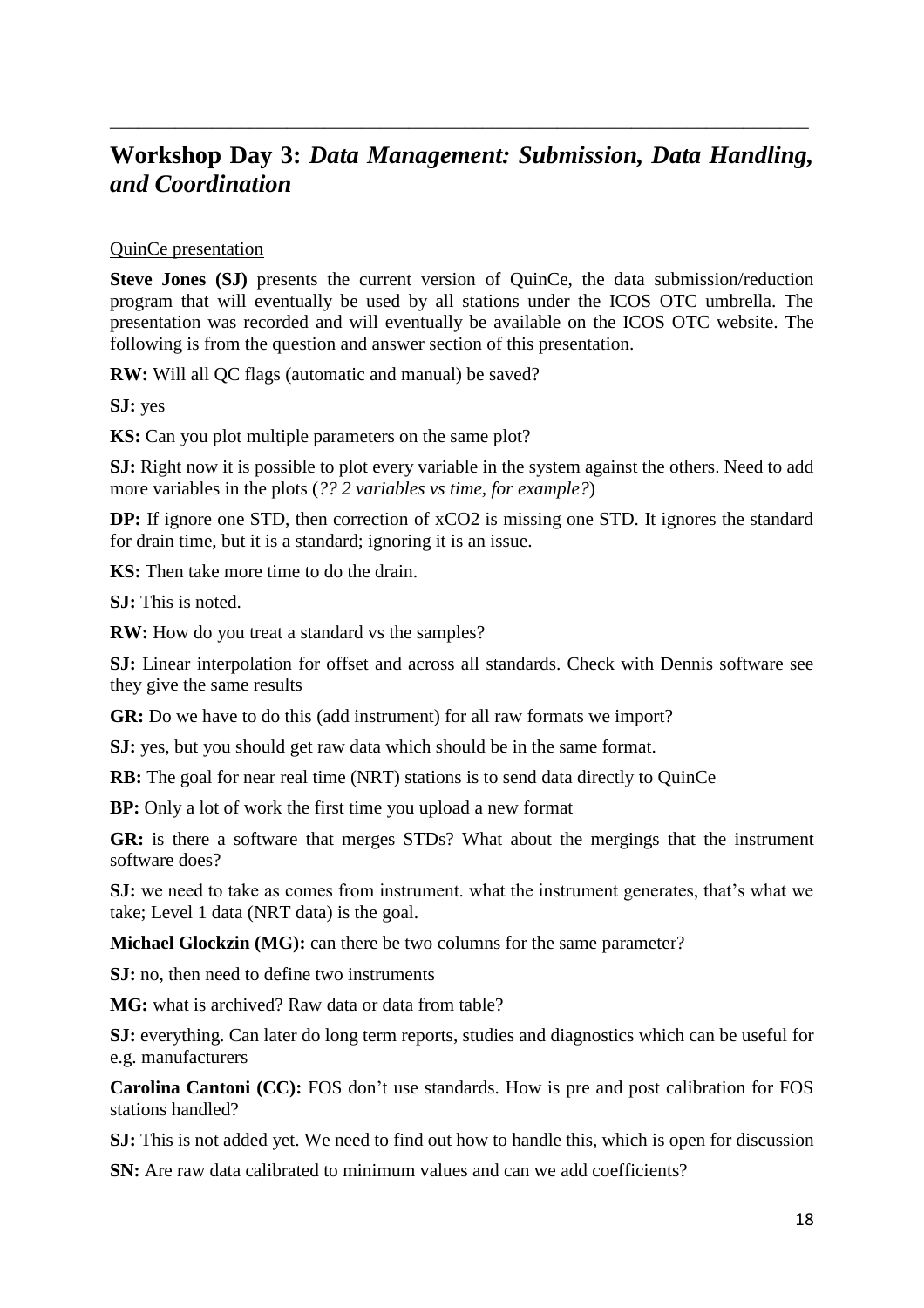# Workshop Day 3: *Data Management: Submission, Data Handling, and Coordination*

QuinCe presentation

**Steve Jones (SJ)** presents the current version of QuinCe, the data submission/reduction program that will eventually be used by all stations under the ICOS OTC umbrella. The presentation was recorded and will eventually be available on the ICOS OTC website. The following is from the question and answer section of this presentation.

**RW:** Will all QC flags (automatic and manual) be saved?

**SJ:** yes

**KS:** Can you plot multiple parameters on the same plot?

**SJ:** Right now it is possible to plot every variable in the system against the others. Need to add more variables in the plots (*?? 2 variables vs time, for example?*)

**DP:** If ignore one STD, then correction of xCO2 is missing one STD. It ignores the standard for drain time, but it is a standard; ignoring it is an issue.

**KS:** Then take more time to do the drain.

**SJ:** This is noted.

**RW:** How do you treat a standard vs the samples?

**SJ:** Linear interpolation for offset and across all standards. Check with Dennis software see they give the same results

**GR:** Do we have to do this (add instrument) for all raw formats we import?

**SJ:** yes, but you should get raw data which should be in the same format.

**RB:** The goal for near real time (NRT) stations is to send data directly to QuinCe

**BP:** Only a lot of work the first time you upload a new format

**GR:** is there a software that merges STDs? What about the mergings that the instrument software does?

**SJ:** we need to take as comes from instrument. what the instrument generates, that's what we take; Level 1 data (NRT data) is the goal.

**Michael Glockzin (MG):** can there be two columns for the same parameter?

**SJ:** no, then need to define two instruments

**MG:** what is archived? Raw data or data from table?

**SJ:** everything. Can later do long term reports, studies and diagnostics which can be useful for e.g. manufacturers

**Carolina Cantoni (CC):** FOS don't use standards. How is pre and post calibration for FOS stations handled?

**SJ:** This is not added yet. We need to find out how to handle this, which is open for discussion

**SN:** Are raw data calibrated to minimum values and can we add coefficients?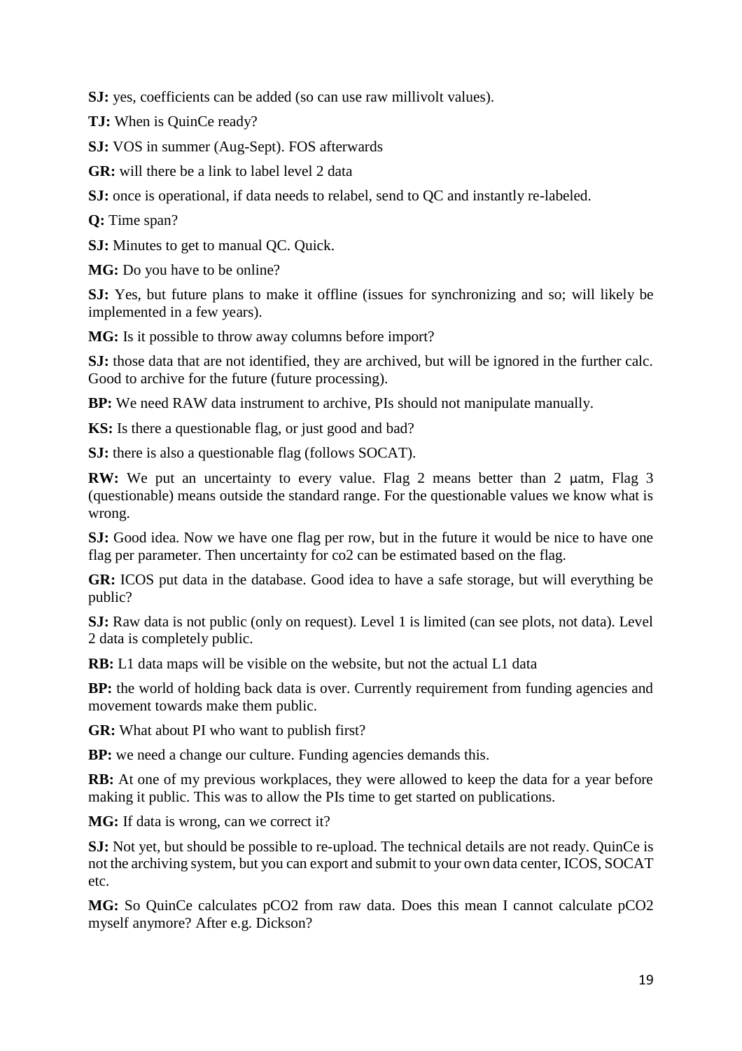**SJ:** yes, coefficients can be added (so can use raw millivolt values).

**TJ:** When is QuinCe ready?

**SJ:** VOS in summer (Aug-Sept). FOS afterwards

**GR:** will there be a link to label level 2 data

**SJ:** once is operational, if data needs to relabel, send to QC and instantly re-labeled.

**Q:** Time span?

**SJ:** Minutes to get to manual QC. Quick.

**MG:** Do you have to be online?

**SJ:** Yes, but future plans to make it offline (issues for synchronizing and so; will likely be implemented in a few years).

**MG:** Is it possible to throw away columns before import?

**SJ:** those data that are not identified, they are archived, but will be ignored in the further calc. Good to archive for the future (future processing).

**BP:** We need RAW data instrument to archive, PIs should not manipulate manually.

**KS:** Is there a questionable flag, or just good and bad?

**SJ:** there is also a questionable flag (follows SOCAT).

**RW:** We put an uncertainty to every value. Flag 2 means better than 2 μatm, Flag 3 (questionable) means outside the standard range. For the questionable values we know what is wrong.

**SJ:** Good idea. Now we have one flag per row, but in the future it would be nice to have one flag per parameter. Then uncertainty for co2 can be estimated based on the flag.

**GR:** ICOS put data in the database. Good idea to have a safe storage, but will everything be public?

**SJ:** Raw data is not public (only on request). Level 1 is limited (can see plots, not data). Level 2 data is completely public.

**RB:** L1 data maps will be visible on the website, but not the actual L1 data

**BP:** the world of holding back data is over. Currently requirement from funding agencies and movement towards make them public.

**GR:** What about PI who want to publish first?

**BP:** we need a change our culture. Funding agencies demands this.

**RB:** At one of my previous workplaces, they were allowed to keep the data for a year before making it public. This was to allow the PIs time to get started on publications.

**MG:** If data is wrong, can we correct it?

**SJ:** Not yet, but should be possible to re-upload. The technical details are not ready. QuinCe is not the archiving system, but you can export and submit to your own data center, ICOS, SOCAT etc.

**MG:** So QuinCe calculates $pCO_2$ from raw data. Does this mean I cannot calculate $pCO_2$ myself anymore? After e.g. Dickson?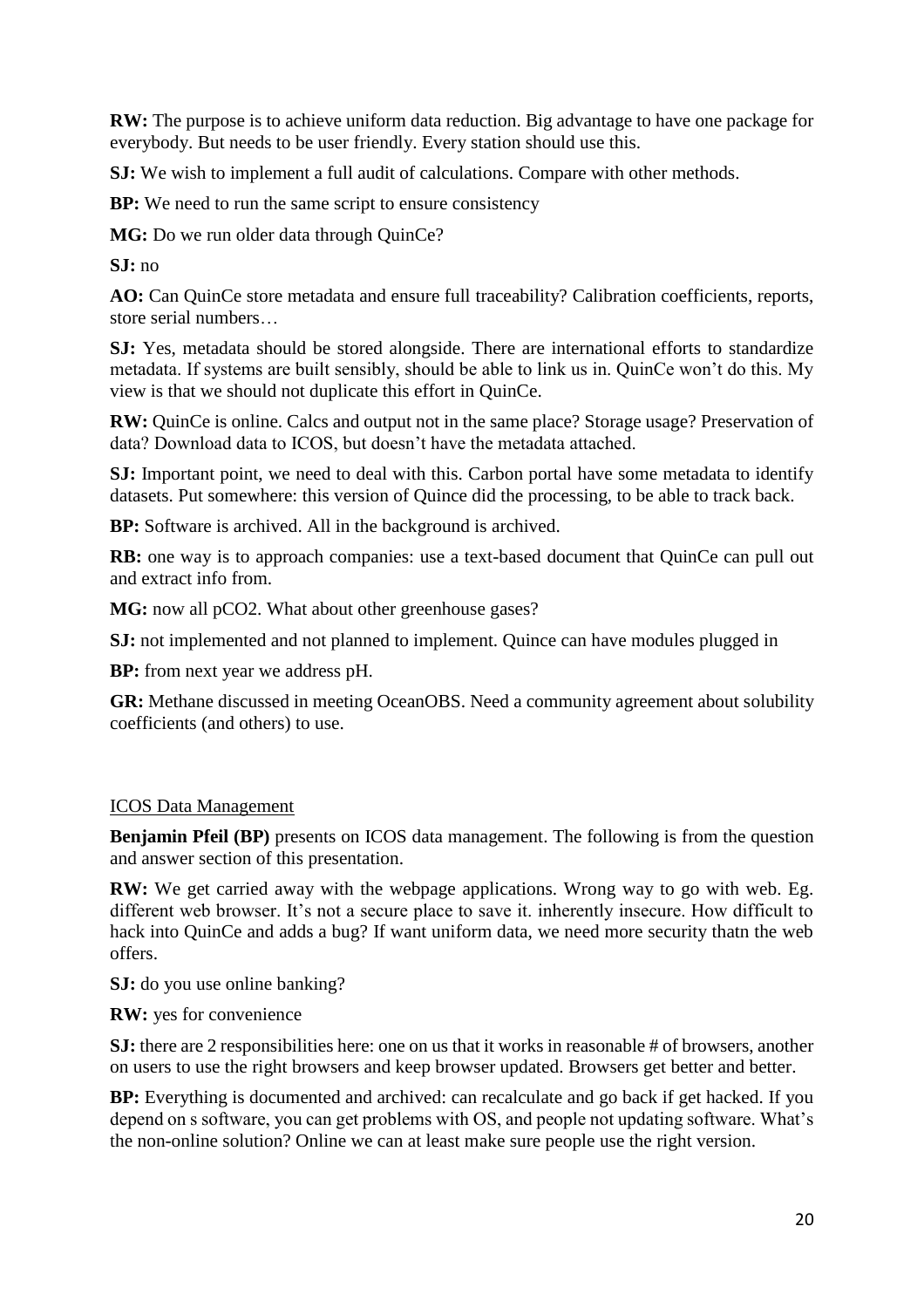**RW:** The purpose is to achieve uniform data reduction. Big advantage to have one package for everybody. But needs to be user friendly. Every station should use this.

**SJ:** We wish to implement a full audit of calculations. Compare with other methods.

**BP:** We need to run the same script to ensure consistency

**MG:** Do we run older data through QuinCe?

**SJ:** no

**AO:** Can QuinCe store metadata and ensure full traceability? Calibration coefficients, reports, store serial numbers…

**SJ:** Yes, metadata should be stored alongside. There are international efforts to standardize metadata. If systems are built sensibly, should be able to link us in. QuinCe won't do this. My view is that we should not duplicate this effort in QuinCe.

**RW:** QuinCe is online. Calcs and output not in the same place? Storage usage? Preservation of data? Download data to ICOS, but doesn't have the metadata attached.

**SJ:** Important point, we need to deal with this. Carbon portal have some metadata to identify datasets. Put somewhere: this version of Quince did the processing, to be able to track back.

**BP:** Software is archived. All in the background is archived.

**RB:** one way is to approach companies: use a text-based document that QuinCe can pull out and extract info from.

**MG:** now all pCO2. What about other greenhouse gases?

**SJ:** not implemented and not planned to implement. Quince can have modules plugged in

**BP:** from next year we address pH.

**GR:** Methane discussed in meeting OceanOBS. Need a community agreement about solubility coefficients (and others) to use.

<u>ICOS Data Management</u>

**Benjamin Pfeil (BP)** presents on ICOS data management. The following is from the question and answer section of this presentation.

**RW:** We get carried away with the webpage applications. Wrong way to go with web. Eg. different web browser. It's not a secure place to save it. inherently insecure. How difficult to hack into QuinCe and adds a bug? If want uniform data, we need more security thatn the web offers.

**SJ:** do you use online banking?

**RW:** yes for convenience

**SJ:** there are 2 responsibilities here: one on us that it works in reasonable # of browsers, another on users to use the right browsers and keep browser updated. Browsers get better and better.

**BP:** Everything is documented and archived: can recalculate and go back if get hacked. If you depend on s software, you can get problems with OS, and people not updating software. What's the non-online solution? Online we can at least make sure people use the right version.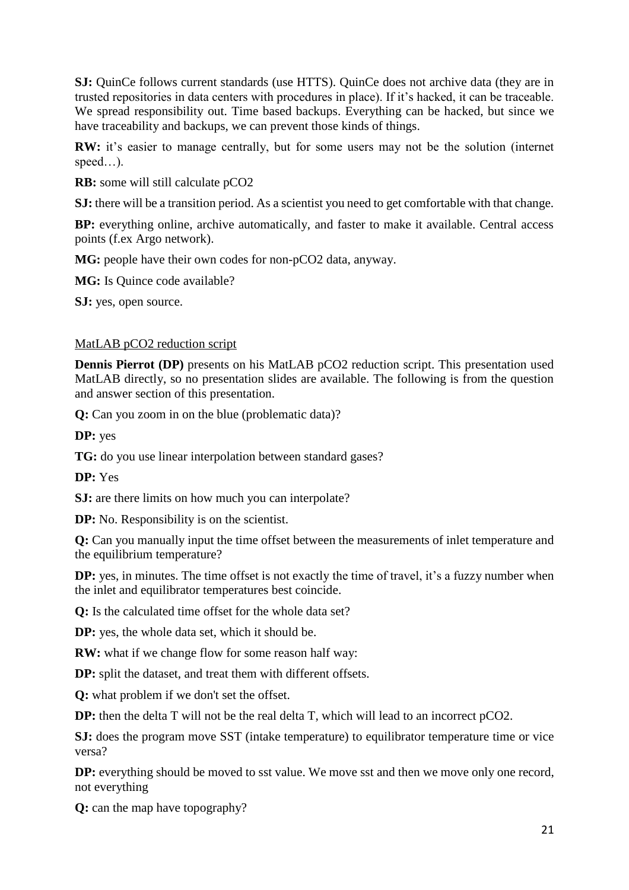**SJ:** QuinCe follows current standards (use HTTS). QuinCe does not archive data (they are in trusted repositories in data centers with procedures in place). If it's hacked, it can be traceable. We spread responsibility out. Time based backups. Everything can be hacked, but since we have traceability and backups, we can prevent those kinds of things.

**RW:** it's easier to manage centrally, but for some users may not be the solution (internet speed…).

**RB:** some will still calculate pCO2

**SJ:** there will be a transition period. As a scientist you need to get comfortable with that change.

**BP:** everything online, archive automatically, and faster to make it available. Central access points (f.ex Argo network).

**MG:** people have their own codes for non-pCO2 data, anyway.

**MG:** Is Quince code available?

**SJ:** yes, open source.

<u>MatLAB pCO2 reduction script</u>

**Dennis Pierrot (DP)** presents on his MatLAB pCO2 reduction script. This presentation used MatLAB directly, so no presentation slides are available. The following is from the question and answer section of this presentation.

**Q:** Can you zoom in on the blue (problematic data)?

**DP:** yes

**TG:** do you use linear interpolation between standard gases?

**DP:** Yes

**SJ:** are there limits on how much you can interpolate?

**DP:** No. Responsibility is on the scientist.

**Q:** Can you manually input the time offset between the measurements of inlet temperature and the equilibrium temperature?

**DP:** yes, in minutes. The time offset is not exactly the time of travel, it's a fuzzy number when the inlet and equilibrator temperatures best coincide.

**Q:** Is the calculated time offset for the whole data set?

**DP:** yes, the whole data set, which it should be.

**RW:** what if we change flow for some reason half way:

**DP:** split the dataset, and treat them with different offsets.

**Q:** what problem if we don't set the offset.

**DP:** then the delta T will not be the real delta T, which will lead to an incorrect pCO2.

**SJ:** does the program move SST (intake temperature) to equilibrator temperature time or vice versa?

**DP:** everything should be moved to sst value. We move sst and then we move only one record, not everything

**Q:** can the map have topography?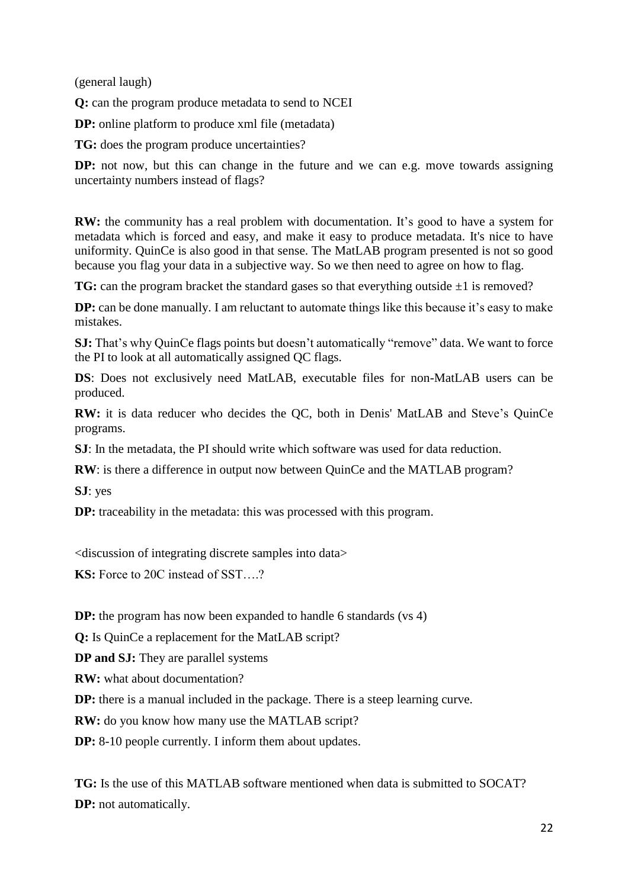(general laugh)

**Q:** can the program produce metadata to send to NCEI

**DP:** online platform to produce xml file (metadata)

**TG:** does the program produce uncertainties?

**DP:** not now, but this can change in the future and we can e.g. move towards assigning uncertainty numbers instead of flags?

**RW:** the community has a real problem with documentation. It's good to have a system for metadata which is forced and easy, and make it easy to produce metadata. It's nice to have uniformity. QuinCe is also good in that sense. The MatLAB program presented is not so good because you flag your data in a subjective way. So we then need to agree on how to flag.

**TG:** can the program bracket the standard gases so that everything outside ±1 is removed?

**DP:** can be done manually. I am reluctant to automate things like this because it's easy to make mistakes.

**SJ:** That's why QuinCe flags points but doesn't automatically "remove" data. We want to force the PI to look at all automatically assigned QC flags.

**DS**: Does not exclusively need MatLAB, executable files for non-MatLAB users can be produced.

**RW:** it is data reducer who decides the QC, both in Denis' MatLAB and Steve's QuinCe programs.

**SJ**: In the metadata, the PI should write which software was used for data reduction.

**RW**: is there a difference in output now between QuinCe and the MATLAB program?

**SJ**: yes

**DP:** traceability in the metadata: this was processed with this program.

<discussion of integrating discrete samples into data>

**KS:** Force to 20C instead of SST….?

**DP:** the program has now been expanded to handle 6 standards (vs 4)

**Q:** Is QuinCe a replacement for the MatLAB script?

**DP and SJ:** They are parallel systems

**RW:** what about documentation?

**DP:** there is a manual included in the package. There is a steep learning curve.

**RW:** do you know how many use the MATLAB script?

**DP:** 8-10 people currently. I inform them about updates.

**TG:** Is the use of this MATLAB software mentioned when data is submitted to SOCAT?

**DP:** not automatically.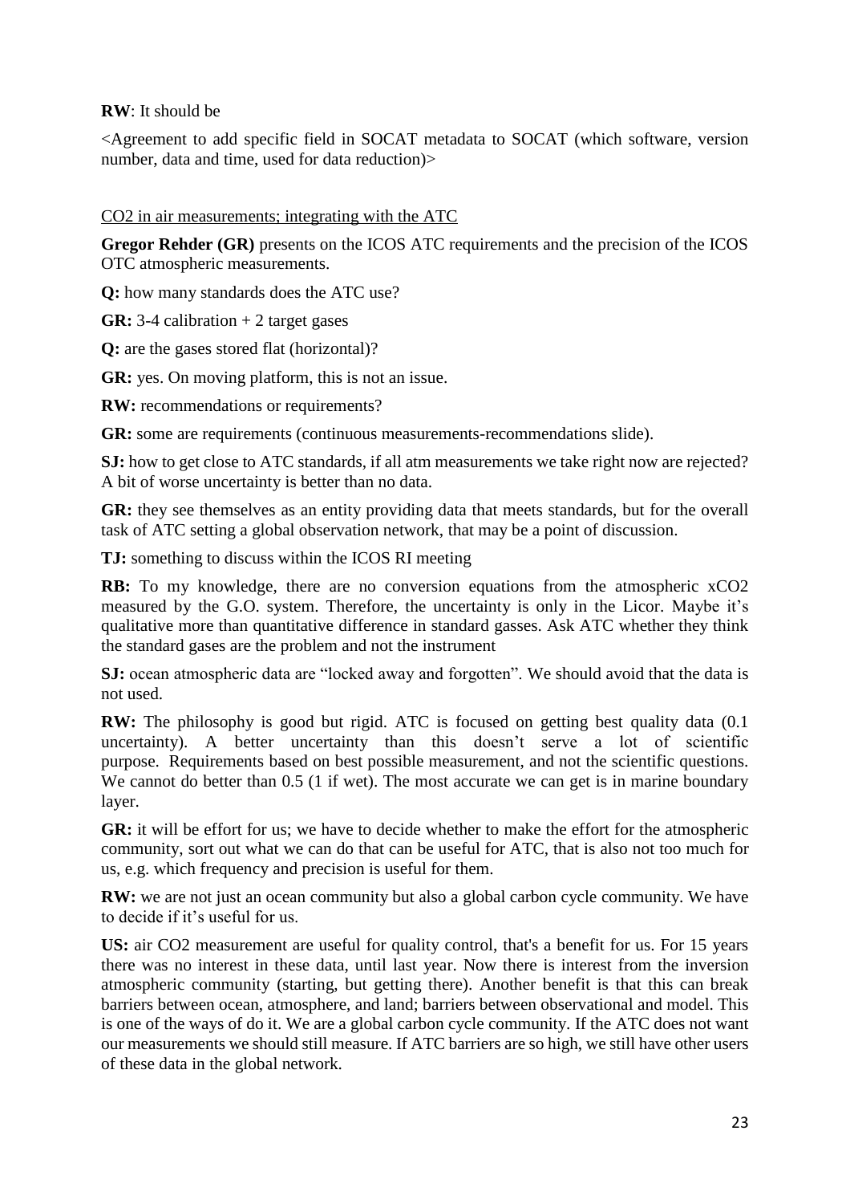**RW**: It should be

<Agreement to add specific field in SOCAT metadata to SOCAT (which software, version number, data and time, used for data reduction)>

<u>CO2 in air measurements; integrating with the ATC</u>

**Gregor Rehder (GR)** presents on the ICOS ATC requirements and the precision of the ICOS OTC atmospheric measurements.

**Q:** how many standards does the ATC use?

**GR:** 3-4 calibration + 2 target gases

**Q:** are the gases stored flat (horizontal)?

**GR:** yes. On moving platform, this is not an issue.

**RW:** recommendations or requirements?

**GR:** some are requirements (continuous measurements-recommendations slide).

**SJ:** how to get close to ATC standards, if all atm measurements we take right now are rejected? A bit of worse uncertainty is better than no data.

**GR:** they see themselves as an entity providing data that meets standards, but for the overall task of ATC setting a global observation network, that may be a point of discussion.

**TJ:** something to discuss within the ICOS RI meeting

**RB:** To my knowledge, there are no conversion equations from the atmospheric $xCO_2$ measured by the G.O. system. Therefore, the uncertainty is only in the Licor. Maybe it's qualitative more than quantitative difference in standard gasses. Ask ATC whether they think the standard gases are the problem and not the instrument

**SJ:** ocean atmospheric data are "locked away and forgotten". We should avoid that the data is not used.

**RW:** The philosophy is good but rigid. ATC is focused on getting best quality data (0.1 uncertainty). A better uncertainty than this doesn't serve a lot of scientific purpose. Requirements based on best possible measurement, and not the scientific questions. We cannot do better than 0.5 (1 if wet). The most accurate we can get is in marine boundary layer.

**GR:** it will be effort for us; we have to decide whether to make the effort for the atmospheric community, sort out what we can do that can be useful for ATC, that is also not too much for us, e.g. which frequency and precision is useful for them.

**RW:** we are not just an ocean community but also a global carbon cycle community. We have to decide if it's useful for us.

**US:** air CO2 measurement are useful for quality control, that's a benefit for us. For 15 years there was no interest in these data, until last year. Now there is interest from the inversion atmospheric community (starting, but getting there). Another benefit is that this can break barriers between ocean, atmosphere, and land; barriers between observational and model. This is one of the ways of do it. We are a global carbon cycle community. If the ATC does not want our measurements we should still measure. If ATC barriers are so high, we still have other users of these data in the global network.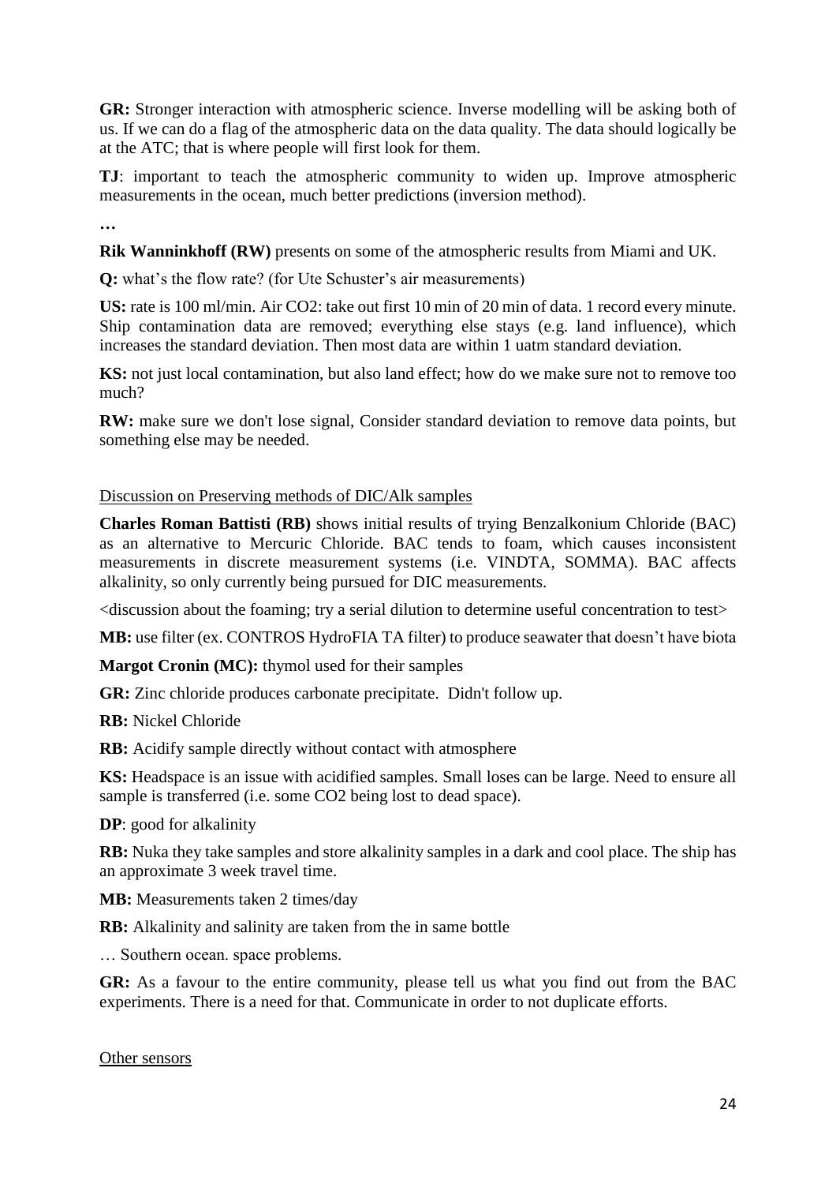**GR:** Stronger interaction with atmospheric science. Inverse modelling will be asking both of us. If we can do a flag of the atmospheric data on the data quality. The data should logically be at the ATC; that is where people will first look for them.

**TJ**: important to teach the atmospheric community to widen up. Improve atmospheric measurements in the ocean, much better predictions (inversion method).

**…**

**Rik Wanninkhoff (RW)** presents on some of the atmospheric results from Miami and UK.

**Q:** what's the flow rate? (for Ute Schuster's air measurements)

**US:** rate is 100 ml/min. Air $CO_2$: take out first 10 min of 20 min of data. 1 record every minute. Ship contamination data are removed; everything else stays (e.g. land influence), which increases the standard deviation. Then most data are within 1 uatm standard deviation.

**KS:** not just local contamination, but also land effect; how do we make sure not to remove too much?

**RW:** make sure we don't lose signal, Consider standard deviation to remove data points, but something else may be needed.

<u>Discussion on Preserving methods of DIC/Alk samples</u>

**Charles Roman Battisti (RB)** shows initial results of trying Benzalkonium Chloride (BAC) as an alternative to Mercuric Chloride. BAC tends to foam, which causes inconsistent measurements in discrete measurement systems (i.e. VINDTA, SOMMA). BAC affects alkalinity, so only currently being pursued for DIC measurements.

<discussion about the foaming; try a serial dilution to determine useful concentration to test>

**MB:** use filter (ex. CONTROS HydroFIA TA filter) to produce seawater that doesn't have biota

**Margot Cronin (MC):** thymol used for their samples

**GR:** Zinc chloride produces carbonate precipitate. Didn't follow up.

**RB:** Nickel Chloride

**RB:** Acidify sample directly without contact with atmosphere

**KS:** Headspace is an issue with acidified samples. Small loses can be large. Need to ensure all sample is transferred (i.e. some $CO_2$ being lost to dead space).

**DP**: good for alkalinity

**RB:** Nuka they take samples and store alkalinity samples in a dark and cool place. The ship has an approximate 3 week travel time.

**MB:** Measurements taken 2 times/day

**RB:** Alkalinity and salinity are taken from the in same bottle

… Southern ocean. space problems.

**GR:** As a favour to the entire community, please tell us what you find out from the BAC experiments. There is a need for that. Communicate in order to not duplicate efforts.

<u>Other sensors</u>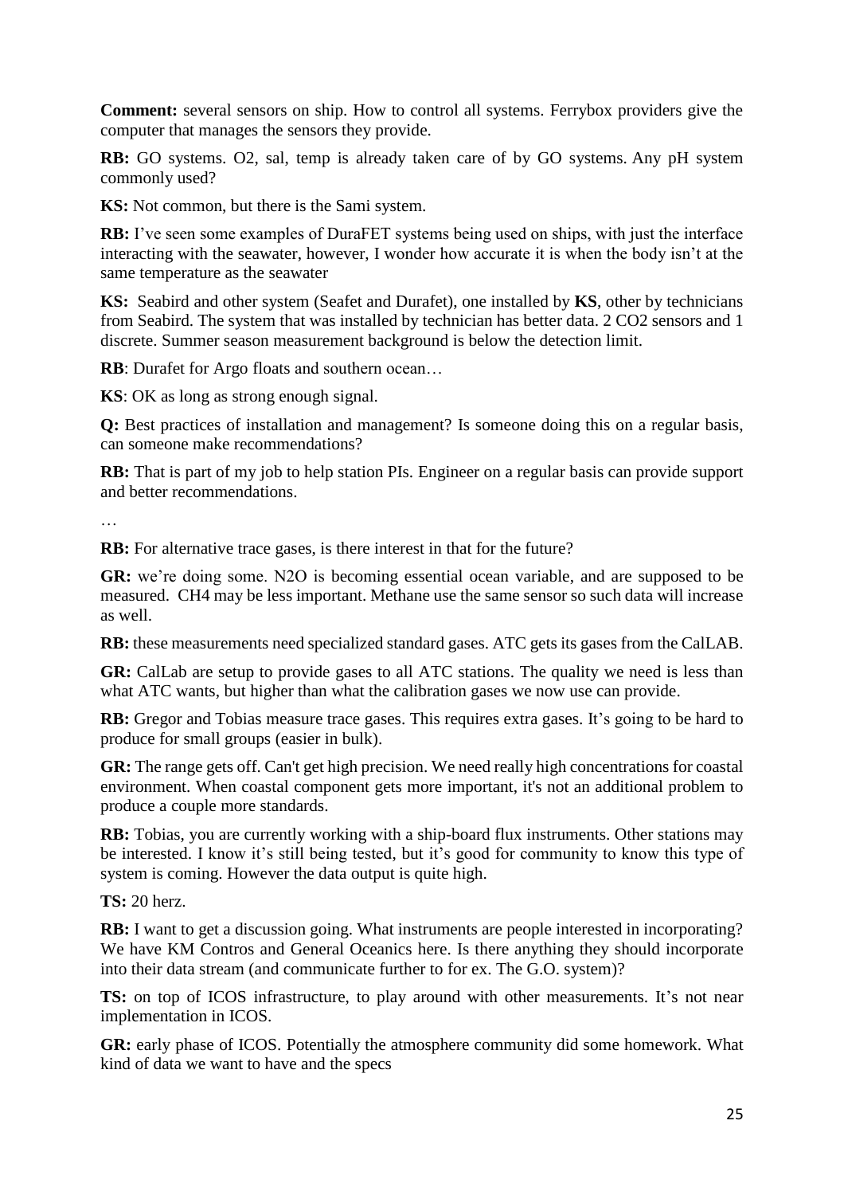**Comment:** several sensors on ship. How to control all systems. Ferrybox providers give the computer that manages the sensors they provide.

**RB:** GO systems. O2, sal, temp is already taken care of by GO systems. Any pH system commonly used?

**KS:** Not common, but there is the Sami system.

**RB:** I've seen some examples of DuraFET systems being used on ships, with just the interface interacting with the seawater, however, I wonder how accurate it is when the body isn't at the same temperature as the seawater

**KS:** Seabird and other system (Seafet and Durafet), one installed by **KS**, other by technicians from Seabird. The system that was installed by technician has better data. 2 CO2 sensors and 1 discrete. Summer season measurement background is below the detection limit.

**RB**: Durafet for Argo floats and southern ocean…

**KS**: OK as long as strong enough signal.

**Q:** Best practices of installation and management? Is someone doing this on a regular basis, can someone make recommendations?

**RB:** That is part of my job to help station PIs. Engineer on a regular basis can provide support and better recommendations.

…

**RB:** For alternative trace gases, is there interest in that for the future?

**GR:** we're doing some. N2O is becoming essential ocean variable, and are supposed to be measured. CH4 may be less important. Methane use the same sensor so such data will increase as well.

**RB:** these measurements need specialized standard gases. ATC gets its gases from the CalLAB.

**GR:** CalLab are setup to provide gases to all ATC stations. The quality we need is less than what ATC wants, but higher than what the calibration gases we now use can provide.

**RB:** Gregor and Tobias measure trace gases. This requires extra gases. It's going to be hard to produce for small groups (easier in bulk).

**GR:** The range gets off. Can't get high precision. We need really high concentrations for coastal environment. When coastal component gets more important, it's not an additional problem to produce a couple more standards.

**RB:** Tobias, you are currently working with a ship-board flux instruments. Other stations may be interested. I know it's still being tested, but it's good for community to know this type of system is coming. However the data output is quite high.

**TS:** 20 herz.

**RB:** I want to get a discussion going. What instruments are people interested in incorporating? We have KM Contros and General Oceanics here. Is there anything they should incorporate into their data stream (and communicate further to for ex. The G.O. system)?

**TS:** on top of ICOS infrastructure, to play around with other measurements. It's not near implementation in ICOS.

**GR:** early phase of ICOS. Potentially the atmosphere community did some homework. What kind of data we want to have and the specs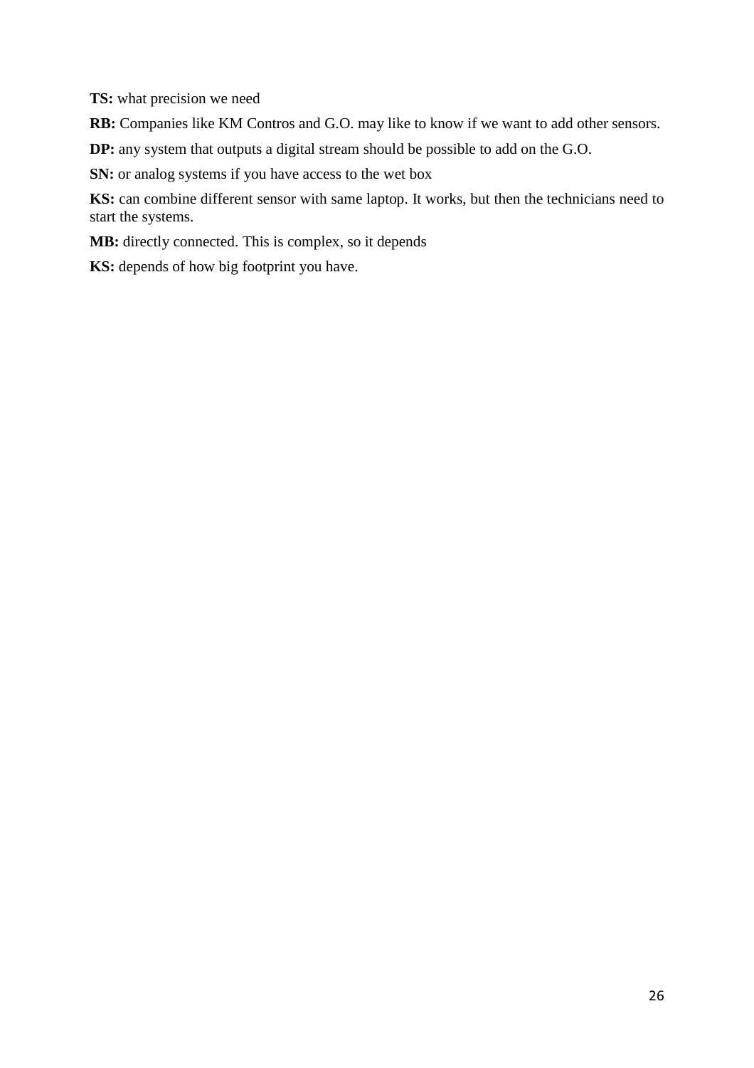**TS:** what precision we need

**RB:** Companies like KM Contros and G.O. may like to know if we want to add other sensors.

**DP:** any system that outputs a digital stream should be possible to add on the G.O.

**SN:** or analog systems if you have access to the wet box

**KS:** can combine different sensor with same laptop. It works, but then the technicians need to start the systems.

**MB:** directly connected. This is complex, so it depends

**KS:** depends of how big footprint you have.